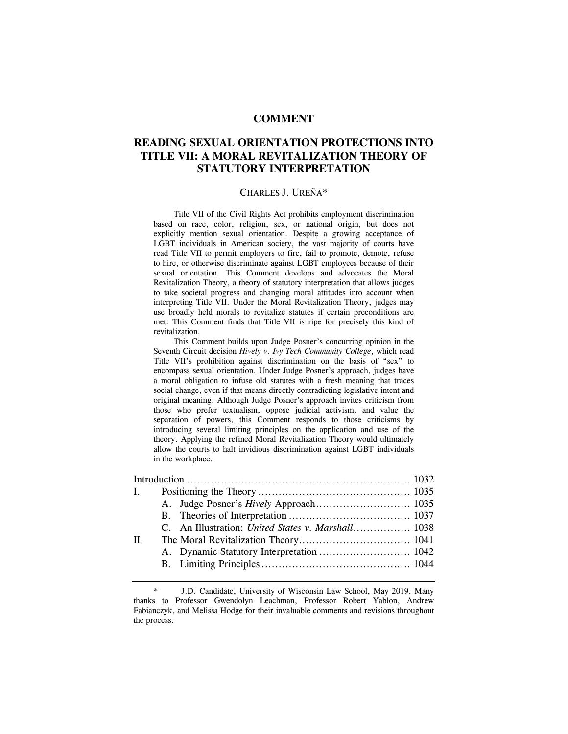# COMMENT

# READING SEXUAL ORIENTATION PROTECTIONS INTO TITLE VII: A MORAL REVITALIZATION THEORY OF STATUTORY INTERPRETATION

CHARLES J. UREÑA*

Title VII of the Civil Rights Act prohibits employment discrimination based on race, color, religion, sex, or national origin, but does not explicitly mention sexual orientation. Despite a growing acceptance of LGBT individuals in American society, the vast majority of courts have read Title VII to permit employers to fire, fail to promote, demote, refuse to hire, or otherwise discriminate against LGBT employees because of their sexual orientation. This Comment develops and advocates the Moral Revitalization Theory, a theory of statutory interpretation that allows judges to take societal progress and changing moral attitudes into account when interpreting Title VII. Under the Moral Revitalization Theory, judges may use broadly held morals to revitalize statutes if certain preconditions are met. This Comment finds that Title VII is ripe for precisely this kind of revitalization.

This Comment builds upon Judge Posner's concurring opinion in the Seventh Circuit decision *Hively v. Ivy Tech Community College*, which read Title VII's prohibition against discrimination on the basis of "sex" to encompass sexual orientation. Under Judge Posner's approach, judges have a moral obligation to infuse old statutes with a fresh meaning that traces social change, even if that means directly contradicting legislative intent and original meaning. Although Judge Posner's approach invites criticism from those who prefer textualism, oppose judicial activism, and value the separation of powers, this Comment responds to those criticisms by introducing several limiting principles on the application and use of the theory. Applying the refined Moral Revitalization Theory would ultimately allow the courts to halt invidious discrimination against LGBT individuals in the workplace.

| | | |
|---|---|---|
| Introduction | | 1032 |
| I. | Positioning the Theory | 1035 |
| | A. Judge Posner's *Hively* Approach | 1035 |
| | B. Theories of Interpretation | 1037 |
| | C. An Illustration: *United States v. Marshall* | 1038 |
| II. | The Moral Revitalization Theory | 1041 |
| | A. Dynamic Statutory Interpretation | 1042 |
| | B. Limiting Principles | 1044 |

\* J.D. Candidate, University of Wisconsin Law School, May 2019. Many thanks to Professor Gwendolyn Leachman, Professor Robert Yablon, Andrew Fabianczyk, and Melissa Hodge for their invaluable comments and revisions throughout the process.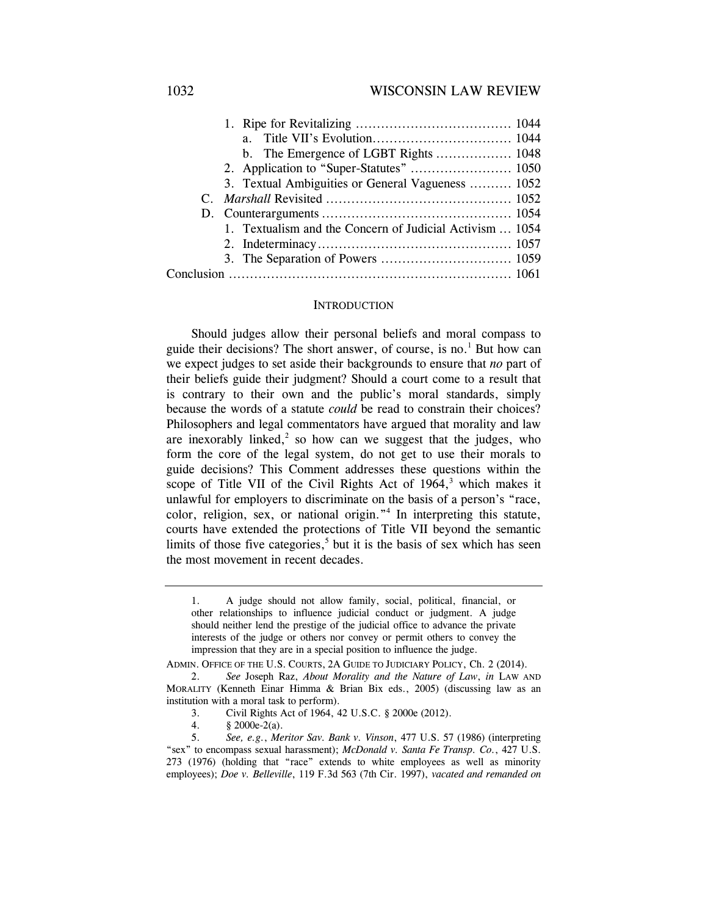1. Ripe for Revitalizing ..................................... 1044
   a. Title VII's Evolution................................. 1044
   b. The Emergence of LGBT Rights .................. 1048
2. Application to "Super-Statutes" ........................ 1050
3. Textual Ambiguities or General Vagueness .......... 1052

C. *Marshall* Revisited ............................................ 1052

D. Counterarguments ............................................. 1054
   1. Textualism and the Concern of Judicial Activism ... 1054
   2. Indeterminacy.............................................. 1057
   3. The Separation of Powers ............................... 1059

Conclusion ................................................................... 1061

## INTRODUCTION

Should judges allow their personal beliefs and moral compass to guide their decisions? The short answer, of course, is no.[1] But how can we expect judges to set aside their backgrounds to ensure that *no* part of their beliefs guide their judgment? Should a court come to a result that is contrary to their own and the public's moral standards, simply because the words of a statute *could* be read to constrain their choices? Philosophers and legal commentators have argued that morality and law are inexorably linked,[2] so how can we suggest that the judges, who form the core of the legal system, do not get to use their morals to guide decisions? This Comment addresses these questions within the scope of Title VII of the Civil Rights Act of 1964,[3] which makes it unlawful for employers to discriminate on the basis of a person's "race, color, religion, sex, or national origin."[4] In interpreting this statute, courts have extended the protections of Title VII beyond the semantic limits of those five categories,[5] but it is the basis of sex which has seen the most movement in recent decades.

---

1. A judge should not allow family, social, political, financial, or other relationships to influence judicial conduct or judgment. A judge should neither lend the prestige of the judicial office to advance the private interests of the judge or others nor convey or permit others to convey the impression that they are in a special position to influence the judge.

ADMIN. OFFICE OF THE U.S. COURTS, 2A GUIDE TO JUDICIARY POLICY, Ch. 2 (2014).

2. *See* Joseph Raz, *About Morality and the Nature of Law*, *in* LAW AND MORALITY (Kenneth Einar Himma & Brian Bix eds., 2005) (discussing law as an institution with a moral task to perform).

3. Civil Rights Act of 1964, 42 U.S.C. § 2000e (2012).

4. § 2000e-2(a).

5. *See, e.g.*, *Meritor Sav. Bank v. Vinson*, 477 U.S. 57 (1986) (interpreting "sex" to encompass sexual harassment); *McDonald v. Santa Fe Transp. Co.*, 427 U.S. 273 (1976) (holding that "race" extends to white employees as well as minority employees); *Doe v. Belleville*, 119 F.3d 563 (7th Cir. 1997), *vacated and remanded on*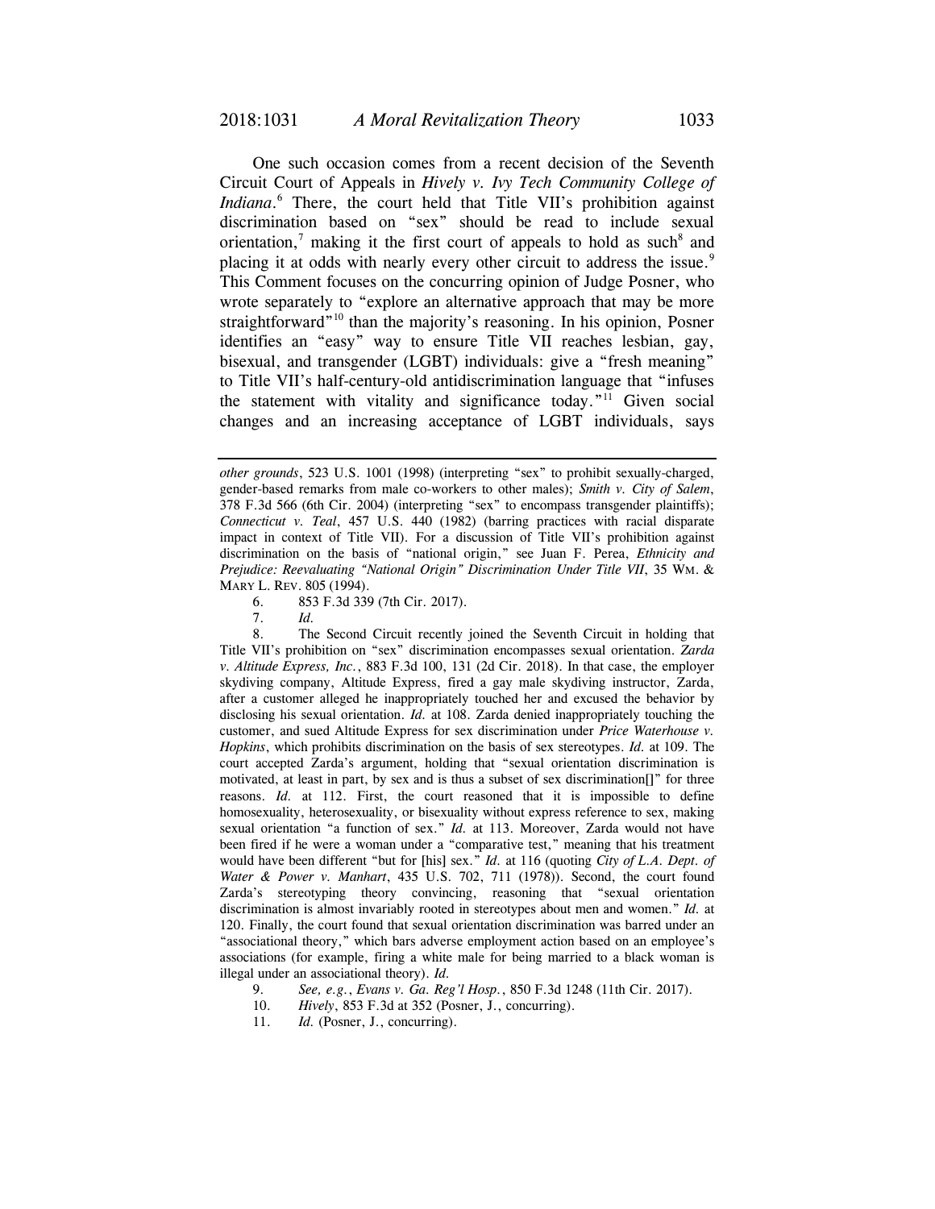One such occasion comes from a recent decision of the Seventh Circuit Court of Appeals in *Hively v. Ivy Tech Community College of Indiana*.[6] There, the court held that Title VII's prohibition against discrimination based on "sex" should be read to include sexual orientation,[7] making it the first court of appeals to hold as such[8] and placing it at odds with nearly every other circuit to address the issue.[9] This Comment focuses on the concurring opinion of Judge Posner, who wrote separately to "explore an alternative approach that may be more straightforward"[10] than the majority's reasoning. In his opinion, Posner identifies an "easy" way to ensure Title VII reaches lesbian, gay, bisexual, and transgender (LGBT) individuals: give a "fresh meaning" to Title VII's half-century-old antidiscrimination language that "infuses the statement with vitality and significance today."[11] Given social changes and an increasing acceptance of LGBT individuals, says

---

*other grounds*, 523 U.S. 1001 (1998) (interpreting "sex" to prohibit sexually-charged, gender-based remarks from male co-workers to other males); *Smith v. City of Salem*, 378 F.3d 566 (6th Cir. 2004) (interpreting "sex" to encompass transgender plaintiffs); *Connecticut v. Teal*, 457 U.S. 440 (1982) (barring practices with racial disparate impact in context of Title VII). For a discussion of Title VII's prohibition against discrimination on the basis of "national origin," see Juan F. Perea, *Ethnicity and Prejudice: Reevaluating "National Origin" Discrimination Under Title VII*, 35 WM. & MARY L. REV. 805 (1994).

6. 853 F.3d 339 (7th Cir. 2017).

7. *Id.*

8. The Second Circuit recently joined the Seventh Circuit in holding that Title VII's prohibition on "sex" discrimination encompasses sexual orientation. *Zarda v. Altitude Express, Inc.*, 883 F.3d 100, 131 (2d Cir. 2018). In that case, the employer skydiving company, Altitude Express, fired a gay male skydiving instructor, Zarda, after a customer alleged he inappropriately touched her and excused the behavior by disclosing his sexual orientation. *Id.* at 108. Zarda denied inappropriately touching the customer, and sued Altitude Express for sex discrimination under *Price Waterhouse v. Hopkins*, which prohibits discrimination on the basis of sex stereotypes. *Id.* at 109. The court accepted Zarda's argument, holding that "sexual orientation discrimination is motivated, at least in part, by sex and is thus a subset of sex discrimination[]" for three reasons. *Id.* at 112. First, the court reasoned that it is impossible to define homosexuality, heterosexuality, or bisexuality without express reference to sex, making sexual orientation "a function of sex." *Id.* at 113. Moreover, Zarda would not have been fired if he were a woman under a "comparative test," meaning that his treatment would have been different "but for [his] sex." *Id.* at 116 (quoting *City of L.A. Dept. of Water & Power v. Manhart*, 435 U.S. 702, 711 (1978)). Second, the court found Zarda's stereotyping theory convincing, reasoning that "sexual orientation discrimination is almost invariably rooted in stereotypes about men and women." *Id.* at 120. Finally, the court found that sexual orientation discrimination was barred under an "associational theory," which bars adverse employment action based on an employee's associations (for example, firing a white male for being married to a black woman is illegal under an associational theory). *Id.*

9. *See, e.g.*, *Evans v. Ga. Reg'l Hosp.*, 850 F.3d 1248 (11th Cir. 2017).

10. *Hively*, 853 F.3d at 352 (Posner, J., concurring).

11. *Id.* (Posner, J., concurring).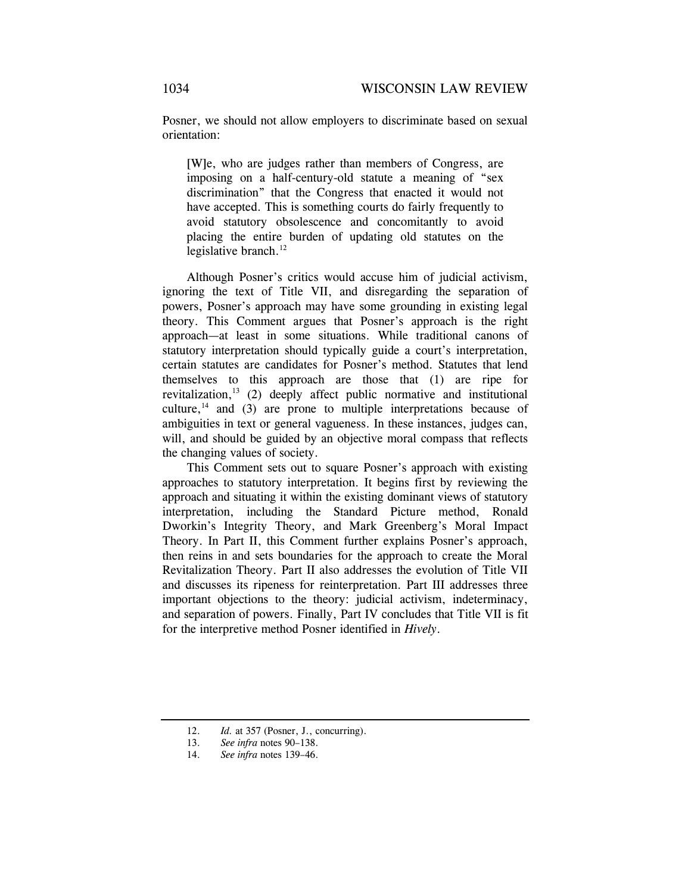Posner, we should not allow employers to discriminate based on sexual orientation:

> [W]e, who are judges rather than members of Congress, are imposing on a half-century-old statute a meaning of "sex discrimination" that the Congress that enacted it would not have accepted. This is something courts do fairly frequently to avoid statutory obsolescence and concomitantly to avoid placing the entire burden of updating old statutes on the legislative branch.[12]

Although Posner's critics would accuse him of judicial activism, ignoring the text of Title VII, and disregarding the separation of powers, Posner's approach may have some grounding in existing legal theory. This Comment argues that Posner's approach is the right approach—at least in some situations. While traditional canons of statutory interpretation should typically guide a court's interpretation, certain statutes are candidates for Posner's method. Statutes that lend themselves to this approach are those that (1) are ripe for revitalization,[13] (2) deeply affect public normative and institutional culture,[14] and (3) are prone to multiple interpretations because of ambiguities in text or general vagueness. In these instances, judges can, will, and should be guided by an objective moral compass that reflects the changing values of society.

This Comment sets out to square Posner's approach with existing approaches to statutory interpretation. It begins first by reviewing the approach and situating it within the existing dominant views of statutory interpretation, including the Standard Picture method, Ronald Dworkin's Integrity Theory, and Mark Greenberg's Moral Impact Theory. In Part II, this Comment further explains Posner's approach, then reins in and sets boundaries for the approach to create the Moral Revitalization Theory. Part II also addresses the evolution of Title VII and discusses its ripeness for reinterpretation. Part III addresses three important objections to the theory: judicial activism, indeterminacy, and separation of powers. Finally, Part IV concludes that Title VII is fit for the interpretive method Posner identified in *Hively*.

---

12. *Id.* at 357 (Posner, J., concurring).

13. *See infra* notes 90–138.

14. *See infra* notes 139–46.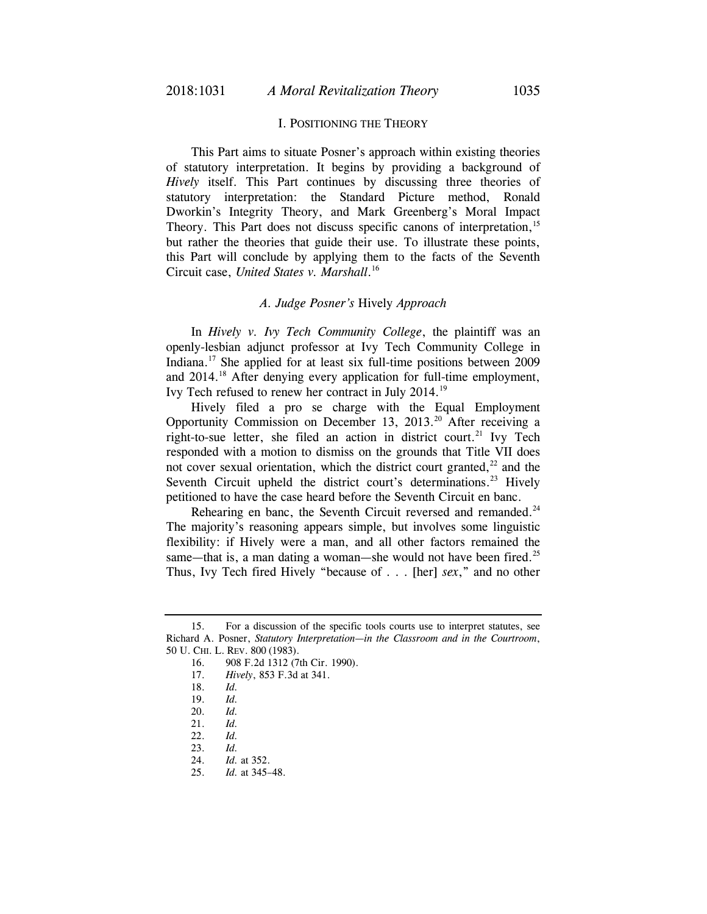## I. POSITIONING THE THEORY

This Part aims to situate Posner's approach within existing theories of statutory interpretation. It begins by providing a background of *Hively* itself. This Part continues by discussing three theories of statutory interpretation: the Standard Picture method, Ronald Dworkin's Integrity Theory, and Mark Greenberg's Moral Impact Theory. This Part does not discuss specific canons of interpretation,[15] but rather the theories that guide their use. To illustrate these points, this Part will conclude by applying them to the facts of the Seventh Circuit case, *United States v. Marshall*.[16]

### *A. Judge Posner's* Hively *Approach*

In *Hively v. Ivy Tech Community College*, the plaintiff was an openly-lesbian adjunct professor at Ivy Tech Community College in Indiana.[17] She applied for at least six full-time positions between 2009 and 2014.[18] After denying every application for full-time employment, Ivy Tech refused to renew her contract in July 2014.[19]

Hively filed a pro se charge with the Equal Employment Opportunity Commission on December 13, 2013.[20] After receiving a right-to-sue letter, she filed an action in district court.[21] Ivy Tech responded with a motion to dismiss on the grounds that Title VII does not cover sexual orientation, which the district court granted,[22] and the Seventh Circuit upheld the district court's determinations.[23] Hively petitioned to have the case heard before the Seventh Circuit en banc.

Rehearing en banc, the Seventh Circuit reversed and remanded.[24] The majority's reasoning appears simple, but involves some linguistic flexibility: if Hively were a man, and all other factors remained the same—that is, a man dating a woman—she would not have been fired.[25] Thus, Ivy Tech fired Hively "because of . . . [her] *sex*," and no other

---

15. For a discussion of the specific tools courts use to interpret statutes, see Richard A. Posner, *Statutory Interpretation—in the Classroom and in the Courtroom*, 50 U. CHI. L. REV. 800 (1983).

16. 908 F.2d 1312 (7th Cir. 1990).

17. *Hively*, 853 F.3d at 341.

18. *Id.*

19. *Id.*

20. *Id.*

21. *Id.*

22. *Id.*

23. *Id.*

24. *Id.* at 352.

25. *Id.* at 345–48.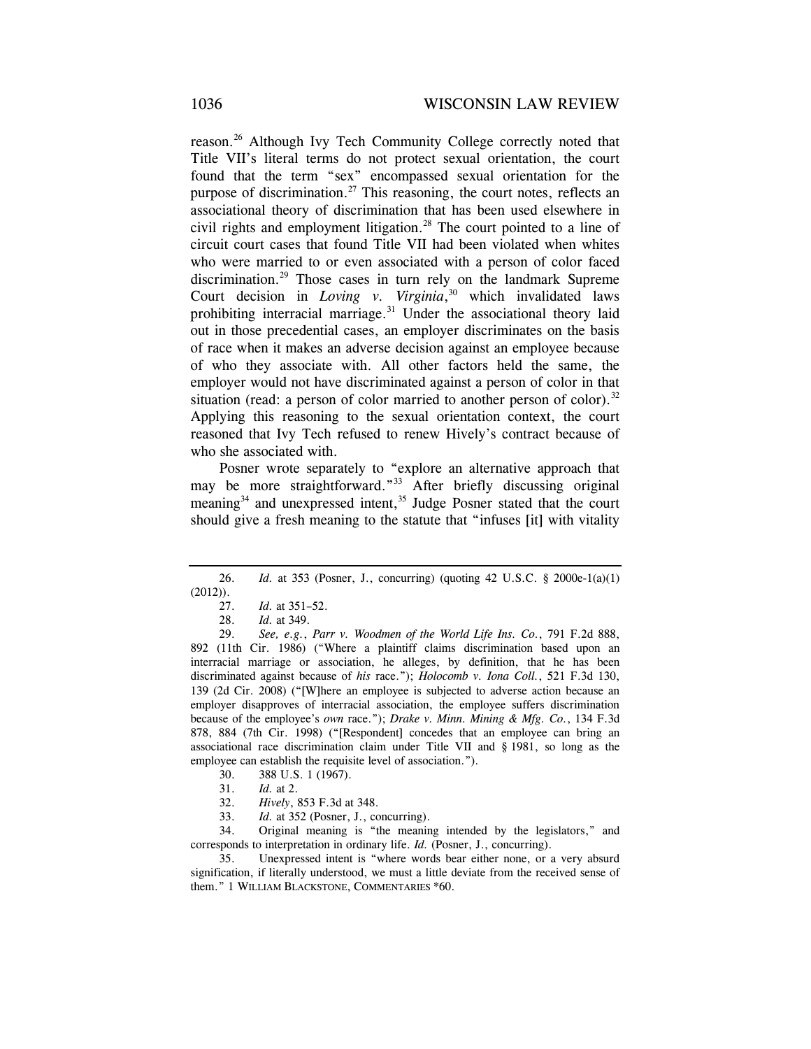reason.[26] Although Ivy Tech Community College correctly noted that Title VII's literal terms do not protect sexual orientation, the court found that the term "sex" encompassed sexual orientation for the purpose of discrimination.[27] This reasoning, the court notes, reflects an associational theory of discrimination that has been used elsewhere in civil rights and employment litigation.[28] The court pointed to a line of circuit court cases that found Title VII had been violated when whites who were married to or even associated with a person of color faced discrimination.[29] Those cases in turn rely on the landmark Supreme Court decision in *Loving v. Virginia*,[30] which invalidated laws prohibiting interracial marriage.[31] Under the associational theory laid out in those precedential cases, an employer discriminates on the basis of race when it makes an adverse decision against an employee because of who they associate with. All other factors held the same, the employer would not have discriminated against a person of color in that situation (read: a person of color married to another person of color).[32] Applying this reasoning to the sexual orientation context, the court reasoned that Ivy Tech refused to renew Hively's contract because of who she associated with.

Posner wrote separately to "explore an alternative approach that may be more straightforward."[33] After briefly discussing original meaning[34] and unexpressed intent,[35] Judge Posner stated that the court should give a fresh meaning to the statute that "infuses [it] with vitality

---

26. *Id.* at 353 (Posner, J., concurring) (quoting 42 U.S.C. § 2000e-1(a)(1) (2012)).

27. *Id.* at 351–52.

28. *Id.* at 349.

29. *See, e.g.*, *Parr v. Woodmen of the World Life Ins. Co.*, 791 F.2d 888, 892 (11th Cir. 1986) ("Where a plaintiff claims discrimination based upon an interracial marriage or association, he alleges, by definition, that he has been discriminated against because of *his* race."); *Holocomb v. Iona Coll.*, 521 F.3d 130, 139 (2d Cir. 2008) ("[W]here an employee is subjected to adverse action because an employer disapproves of interracial association, the employee suffers discrimination because of the employee's *own* race."); *Drake v. Minn. Mining & Mfg. Co.*, 134 F.3d 878, 884 (7th Cir. 1998) ("[Respondent] concedes that an employee can bring an associational race discrimination claim under Title VII and § 1981, so long as the employee can establish the requisite level of association.").

30. 388 U.S. 1 (1967).

31. *Id.* at 2.

32. *Hively*, 853 F.3d at 348.

33. *Id.* at 352 (Posner, J., concurring).

34. Original meaning is "the meaning intended by the legislators," and corresponds to interpretation in ordinary life. *Id.* (Posner, J., concurring).

35. Unexpressed intent is "where words bear either none, or a very absurd signification, if literally understood, we must a little deviate from the received sense of them." 1 WILLIAM BLACKSTONE, COMMENTARIES *60.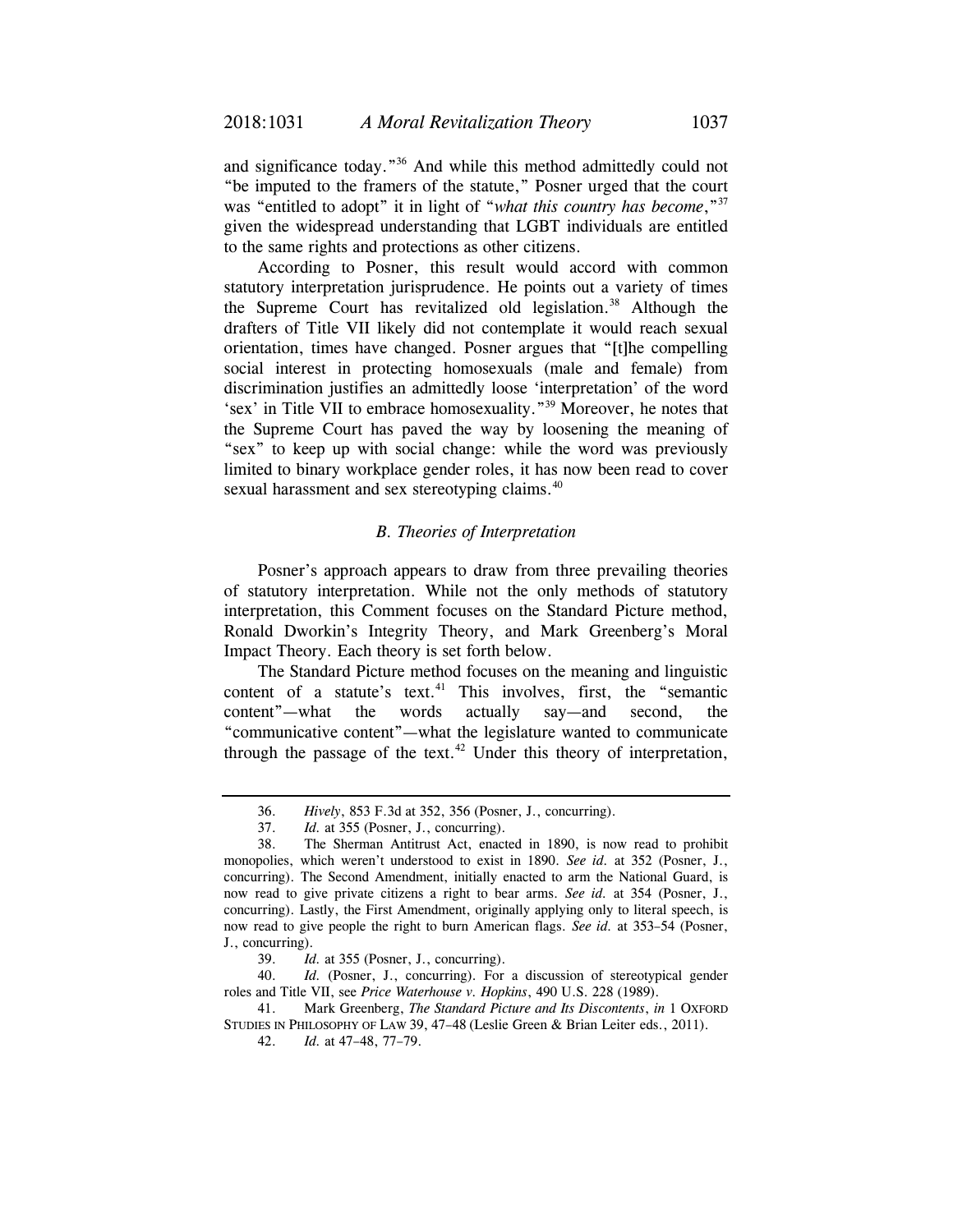and significance today."[36] And while this method admittedly could not "be imputed to the framers of the statute," Posner urged that the court was "entitled to adopt" it in light of "*what this country has become*,"[37] given the widespread understanding that LGBT individuals are entitled to the same rights and protections as other citizens.

According to Posner, this result would accord with common statutory interpretation jurisprudence. He points out a variety of times the Supreme Court has revitalized old legislation.[38] Although the drafters of Title VII likely did not contemplate it would reach sexual orientation, times have changed. Posner argues that "[t]he compelling social interest in protecting homosexuals (male and female) from discrimination justifies an admittedly loose 'interpretation' of the word 'sex' in Title VII to embrace homosexuality."[39] Moreover, he notes that the Supreme Court has paved the way by loosening the meaning of "sex" to keep up with social change: while the word was previously limited to binary workplace gender roles, it has now been read to cover sexual harassment and sex stereotyping claims.[40]

### *B. Theories of Interpretation*

Posner's approach appears to draw from three prevailing theories of statutory interpretation. While not the only methods of statutory interpretation, this Comment focuses on the Standard Picture method, Ronald Dworkin's Integrity Theory, and Mark Greenberg's Moral Impact Theory. Each theory is set forth below.

The Standard Picture method focuses on the meaning and linguistic content of a statute's text.[41] This involves, first, the "semantic content"—what the words actually say—and second, the "communicative content"—what the legislature wanted to communicate through the passage of the text.[42] Under this theory of interpretation,

---

36. *Hively*, 853 F.3d at 352, 356 (Posner, J., concurring).

37. *Id.* at 355 (Posner, J., concurring).

38. The Sherman Antitrust Act, enacted in 1890, is now read to prohibit monopolies, which weren't understood to exist in 1890. *See id.* at 352 (Posner, J., concurring). The Second Amendment, initially enacted to arm the National Guard, is now read to give private citizens a right to bear arms. *See id.* at 354 (Posner, J., concurring). Lastly, the First Amendment, originally applying only to literal speech, is now read to give people the right to burn American flags. *See id.* at 353–54 (Posner, J., concurring).

39. *Id.* at 355 (Posner, J., concurring).

40. *Id.* (Posner, J., concurring). For a discussion of stereotypical gender roles and Title VII, see *Price Waterhouse v. Hopkins*, 490 U.S. 228 (1989).

41. Mark Greenberg, *The Standard Picture and Its Discontents*, *in* 1 OXFORD STUDIES IN PHILOSOPHY OF LAW 39, 47–48 (Leslie Green & Brian Leiter eds., 2011).

42. *Id.* at 47–48, 77–79.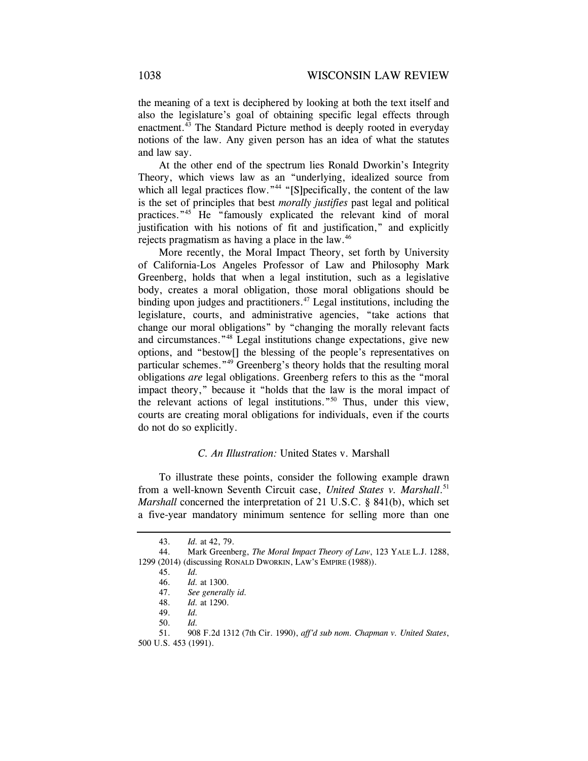the meaning of a text is deciphered by looking at both the text itself and also the legislature's goal of obtaining specific legal effects through enactment.[43] The Standard Picture method is deeply rooted in everyday notions of the law. Any given person has an idea of what the statutes and law say.

At the other end of the spectrum lies Ronald Dworkin's Integrity Theory, which views law as an "underlying, idealized source from which all legal practices flow."[44] "[S]pecifically, the content of the law is the set of principles that best *morally justifies* past legal and political practices."[45] He "famously explicated the relevant kind of moral justification with his notions of fit and justification," and explicitly rejects pragmatism as having a place in the law.[46]

More recently, the Moral Impact Theory, set forth by University of California-Los Angeles Professor of Law and Philosophy Mark Greenberg, holds that when a legal institution, such as a legislative body, creates a moral obligation, those moral obligations should be binding upon judges and practitioners.[47] Legal institutions, including the legislature, courts, and administrative agencies, "take actions that change our moral obligations" by "changing the morally relevant facts and circumstances."[48] Legal institutions change expectations, give new options, and "bestow[] the blessing of the people's representatives on particular schemes."[49] Greenberg's theory holds that the resulting moral obligations *are* legal obligations. Greenberg refers to this as the "moral impact theory," because it "holds that the law is the moral impact of the relevant actions of legal institutions."[50] Thus, under this view, courts are creating moral obligations for individuals, even if the courts do not do so explicitly.

### *C. An Illustration:* United States v. Marshall

To illustrate these points, consider the following example drawn from a well-known Seventh Circuit case, *United States v. Marshall*.[51] *Marshall* concerned the interpretation of 21 U.S.C. § 841(b), which set a five-year mandatory minimum sentence for selling more than one

---

43. *Id.* at 42, 79.

44. Mark Greenberg, *The Moral Impact Theory of Law*, 123 YALE L.J. 1288, 1299 (2014) (discussing RONALD DWORKIN, LAW'S EMPIRE (1988)).

45. *Id.*

46. *Id.* at 1300.

47. *See generally id.*

48. *Id.* at 1290.

49. *Id.*

50. *Id.*

51. 908 F.2d 1312 (7th Cir. 1990), *aff'd sub nom. Chapman v. United States*, 500 U.S. 453 (1991).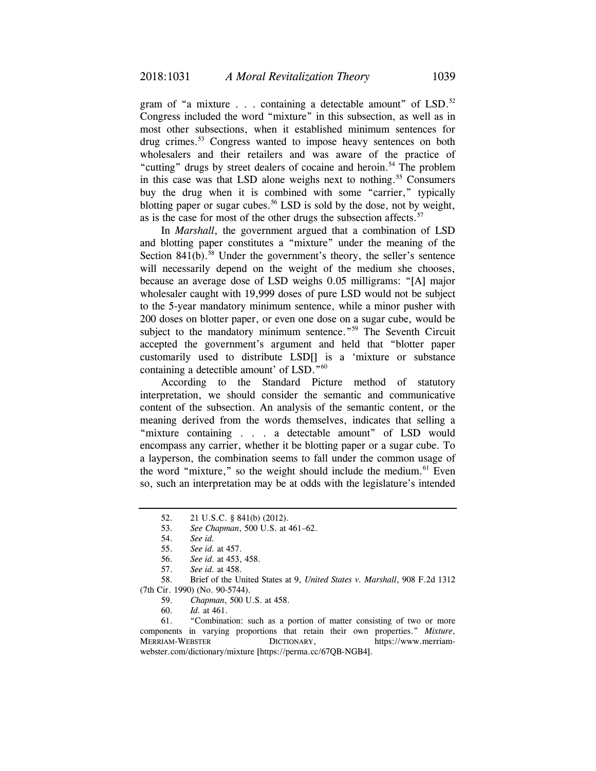gram of "a mixture . . . containing a detectable amount" of LSD.[52] Congress included the word "mixture" in this subsection, as well as in most other subsections, when it established minimum sentences for drug crimes.[53] Congress wanted to impose heavy sentences on both wholesalers and their retailers and was aware of the practice of "cutting" drugs by street dealers of cocaine and heroin.[54] The problem in this case was that LSD alone weighs next to nothing.[55] Consumers buy the drug when it is combined with some "carrier," typically blotting paper or sugar cubes.[56] LSD is sold by the dose, not by weight, as is the case for most of the other drugs the subsection affects.[57]

In *Marshall*, the government argued that a combination of LSD and blotting paper constitutes a "mixture" under the meaning of the Section 841(b).[58] Under the government's theory, the seller's sentence will necessarily depend on the weight of the medium she chooses, because an average dose of LSD weighs 0.05 milligrams: "[A] major wholesaler caught with 19,999 doses of pure LSD would not be subject to the 5-year mandatory minimum sentence, while a minor pusher with 200 doses on blotter paper, or even one dose on a sugar cube, would be subject to the mandatory minimum sentence."[59] The Seventh Circuit accepted the government's argument and held that "blotter paper customarily used to distribute LSD[] is a 'mixture or substance containing a detectible amount' of LSD."[60]

According to the Standard Picture method of statutory interpretation, we should consider the semantic and communicative content of the subsection. An analysis of the semantic content, or the meaning derived from the words themselves, indicates that selling a "mixture containing . . . a detectable amount" of LSD would encompass any carrier, whether it be blotting paper or a sugar cube. To a layperson, the combination seems to fall under the common usage of the word "mixture," so the weight should include the medium.[61] Even so, such an interpretation may be at odds with the legislature's intended

---

52. 21 U.S.C. § 841(b) (2012).

53. *See Chapman*, 500 U.S. at 461–62.

54. *See id.*

55. *See id.* at 457.

56. *See id.* at 453, 458.

57. *See id.* at 458.

58. Brief of the United States at 9, *United States v. Marshall*, 908 F.2d 1312 (7th Cir. 1990) (No. 90-5744).

59. *Chapman*, 500 U.S. at 458.

60. *Id.* at 461.

61. "Combination: such as a portion of matter consisting of two or more components in varying proportions that retain their own properties." *Mixture*, MERRIAM-WEBSTER DICTIONARY, https://www.merriam-webster.com/dictionary/mixture [https://perma.cc/67QB-NGB4].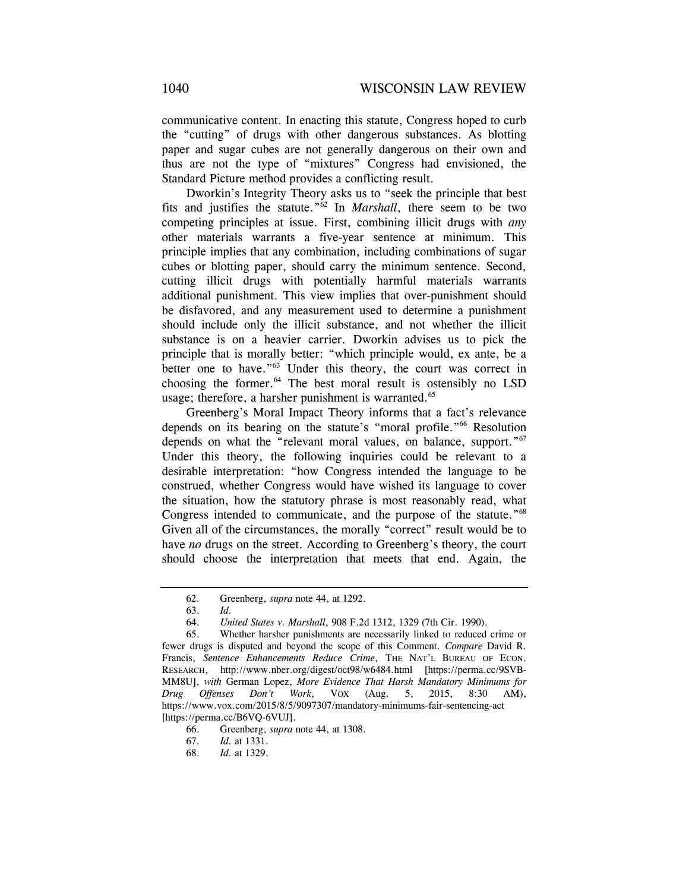communicative content. In enacting this statute, Congress hoped to curb the "cutting" of drugs with other dangerous substances. As blotting paper and sugar cubes are not generally dangerous on their own and thus are not the type of "mixtures" Congress had envisioned, the Standard Picture method provides a conflicting result.

Dworkin's Integrity Theory asks us to "seek the principle that best fits and justifies the statute."[62] In *Marshall*, there seem to be two competing principles at issue. First, combining illicit drugs with *any* other materials warrants a five-year sentence at minimum. This principle implies that any combination, including combinations of sugar cubes or blotting paper, should carry the minimum sentence. Second, cutting illicit drugs with potentially harmful materials warrants additional punishment. This view implies that over-punishment should be disfavored, and any measurement used to determine a punishment should include only the illicit substance, and not whether the illicit substance is on a heavier carrier. Dworkin advises us to pick the principle that is morally better: "which principle would, ex ante, be a better one to have."[63] Under this theory, the court was correct in choosing the former.[64] The best moral result is ostensibly no LSD usage; therefore, a harsher punishment is warranted.[65]

Greenberg's Moral Impact Theory informs that a fact's relevance depends on its bearing on the statute's "moral profile."[66] Resolution depends on what the "relevant moral values, on balance, support."[67] Under this theory, the following inquiries could be relevant to a desirable interpretation: "how Congress intended the language to be construed, whether Congress would have wished its language to cover the situation, how the statutory phrase is most reasonably read, what Congress intended to communicate, and the purpose of the statute."[68] Given all of the circumstances, the morally "correct" result would be to have *no* drugs on the street. According to Greenberg's theory, the court should choose the interpretation that meets that end. Again, the

---

62. Greenberg, *supra* note 44, at 1292.

63. *Id.*

64. *United States v. Marshall*, 908 F.2d 1312, 1329 (7th Cir. 1990).

65. Whether harsher punishments are necessarily linked to reduced crime or fewer drugs is disputed and beyond the scope of this Comment. *Compare* David R. Francis, *Sentence Enhancements Reduce Crime*, THE NAT'L BUREAU OF ECON. RESEARCH, http://www.nber.org/digest/oct98/w6484.html [https://perma.cc/9SVB-MM8U], *with* German Lopez, *More Evidence That Harsh Mandatory Minimums for Drug Offenses Don't Work*, VOX (Aug. 5, 2015, 8:30 AM), https://www.vox.com/2015/8/5/9097307/mandatory-minimums-fair-sentencing-act [https://perma.cc/B6VQ-6VUJ].

66. Greenberg, *supra* note 44, at 1308.

67. *Id.* at 1331.

68. *Id.* at 1329.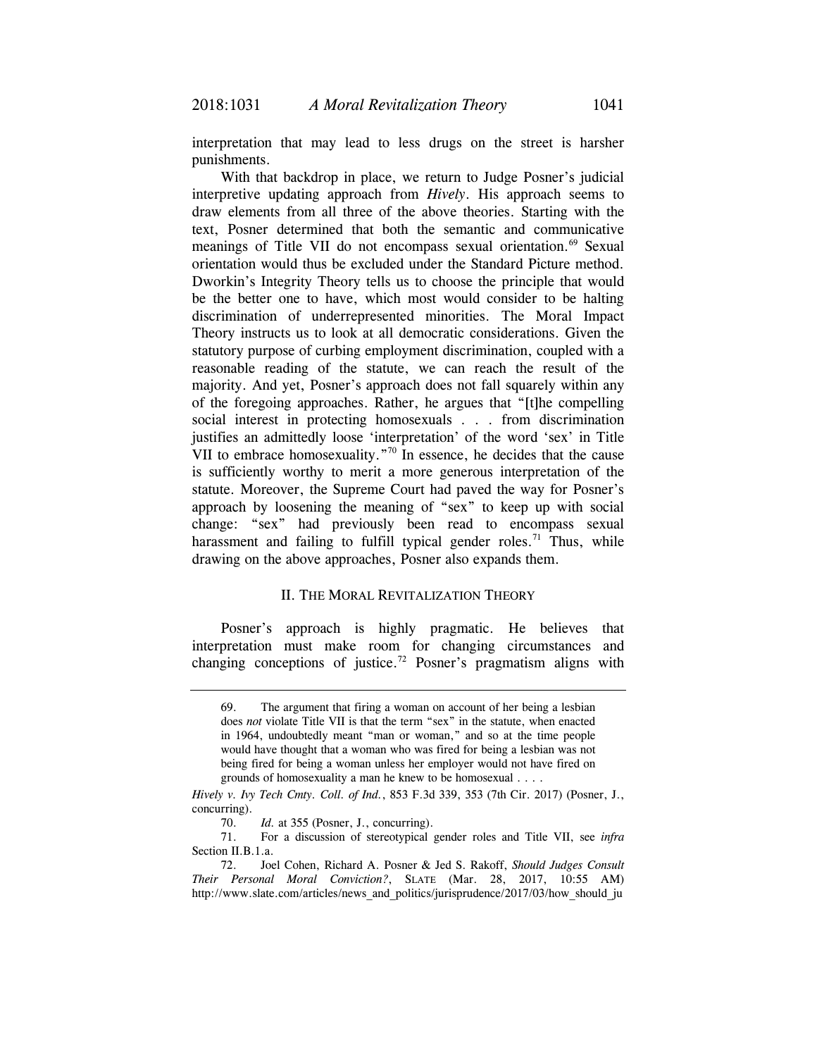interpretation that may lead to less drugs on the street is harsher punishments.

With that backdrop in place, we return to Judge Posner's judicial interpretive updating approach from *Hively*. His approach seems to draw elements from all three of the above theories. Starting with the text, Posner determined that both the semantic and communicative meanings of Title VII do not encompass sexual orientation.[69] Sexual orientation would thus be excluded under the Standard Picture method. Dworkin's Integrity Theory tells us to choose the principle that would be the better one to have, which most would consider to be halting discrimination of underrepresented minorities. The Moral Impact Theory instructs us to look at all democratic considerations. Given the statutory purpose of curbing employment discrimination, coupled with a reasonable reading of the statute, we can reach the result of the majority. And yet, Posner's approach does not fall squarely within any of the foregoing approaches. Rather, he argues that "[t]he compelling social interest in protecting homosexuals . . . from discrimination justifies an admittedly loose 'interpretation' of the word 'sex' in Title VII to embrace homosexuality."[70] In essence, he decides that the cause is sufficiently worthy to merit a more generous interpretation of the statute. Moreover, the Supreme Court had paved the way for Posner's approach by loosening the meaning of "sex" to keep up with social change: "sex" had previously been read to encompass sexual harassment and failing to fulfill typical gender roles.[71] Thus, while drawing on the above approaches, Posner also expands them.

## II. The Moral Revitalization Theory

Posner's approach is highly pragmatic. He believes that interpretation must make room for changing circumstances and changing conceptions of justice.[72] Posner's pragmatism aligns with

---

69. The argument that firing a woman on account of her being a lesbian does *not* violate Title VII is that the term "sex" in the statute, when enacted in 1964, undoubtedly meant "man or woman," and so at the time people would have thought that a woman who was fired for being a lesbian was not being fired for being a woman unless her employer would not have fired on grounds of homosexuality a man he knew to be homosexual . . . .

*Hively v. Ivy Tech Cmty. Coll. of Ind.*, 853 F.3d 339, 353 (7th Cir. 2017) (Posner, J., concurring).

70. *Id.* at 355 (Posner, J., concurring).

71. For a discussion of stereotypical gender roles and Title VII, see *infra* Section II.B.1.a.

72. Joel Cohen, Richard A. Posner & Jed S. Rakoff, *Should Judges Consult Their Personal Moral Conviction?*, SLATE (Mar. 28, 2017, 10:55 AM) http://www.slate.com/articles/news_and_politics/jurisprudence/2017/03/how_should_ju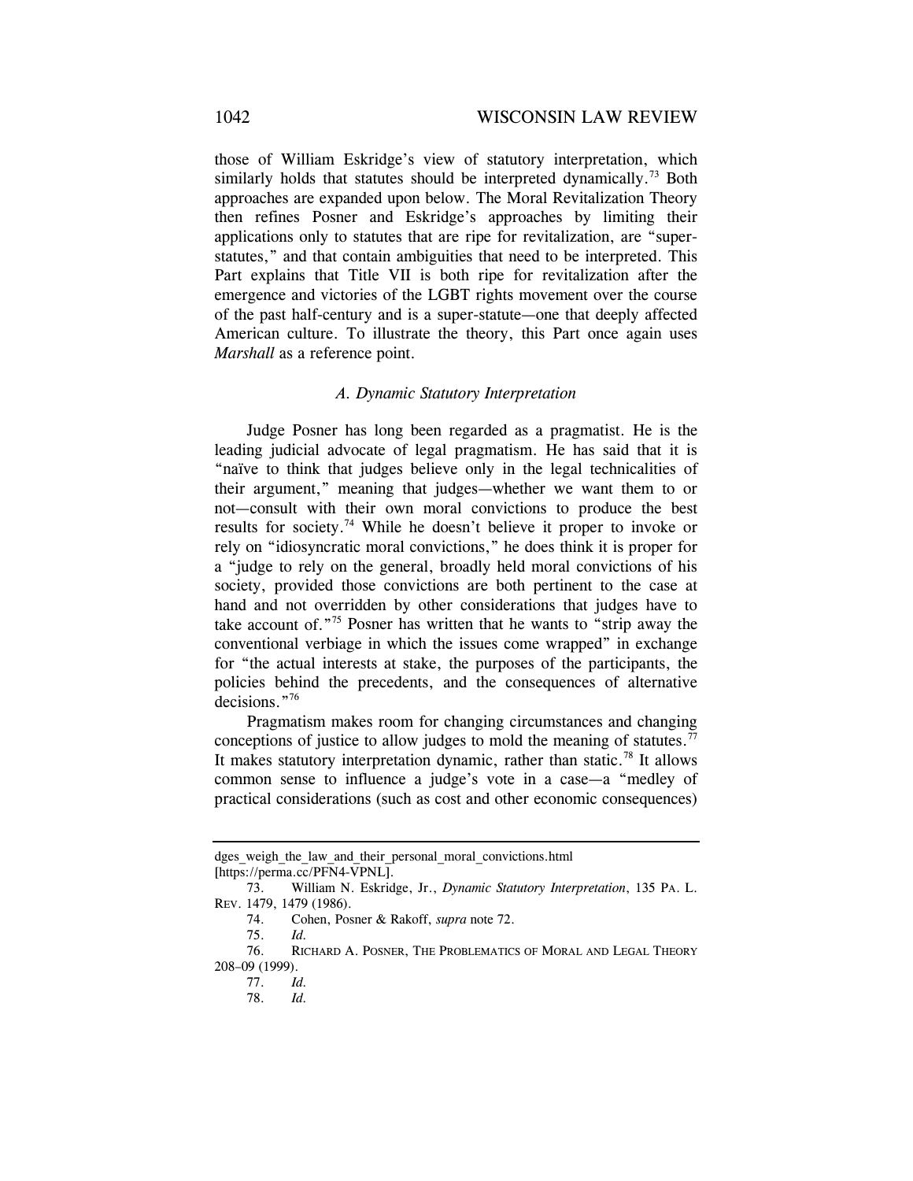those of William Eskridge's view of statutory interpretation, which similarly holds that statutes should be interpreted dynamically.[73] Both approaches are expanded upon below. The Moral Revitalization Theory then refines Posner and Eskridge's approaches by limiting their applications only to statutes that are ripe for revitalization, are "super-statutes," and that contain ambiguities that need to be interpreted. This Part explains that Title VII is both ripe for revitalization after the emergence and victories of the LGBT rights movement over the course of the past half-century and is a super-statute—one that deeply affected American culture. To illustrate the theory, this Part once again uses *Marshall* as a reference point.

### *A. Dynamic Statutory Interpretation*

Judge Posner has long been regarded as a pragmatist. He is the leading judicial advocate of legal pragmatism. He has said that it is "naïve to think that judges believe only in the legal technicalities of their argument," meaning that judges—whether we want them to or not—consult with their own moral convictions to produce the best results for society.[74] While he doesn't believe it proper to invoke or rely on "idiosyncratic moral convictions," he does think it is proper for a "judge to rely on the general, broadly held moral convictions of his society, provided those convictions are both pertinent to the case at hand and not overridden by other considerations that judges have to take account of."[75] Posner has written that he wants to "strip away the conventional verbiage in which the issues come wrapped" in exchange for "the actual interests at stake, the purposes of the participants, the policies behind the precedents, and the consequences of alternative decisions."[76]

Pragmatism makes room for changing circumstances and changing conceptions of justice to allow judges to mold the meaning of statutes.[77] It makes statutory interpretation dynamic, rather than static.[78] It allows common sense to influence a judge's vote in a case—a "medley of practical considerations (such as cost and other economic consequences)

---

dges_weigh_the_law_and_their_personal_moral_convictions.html [https://perma.cc/PFN4-VPNL].

73. William N. Eskridge, Jr., *Dynamic Statutory Interpretation*, 135 PA. L. REV. 1479, 1479 (1986).

74. Cohen, Posner & Rakoff, *supra* note 72.

75. *Id.*

76. RICHARD A. POSNER, THE PROBLEMATICS OF MORAL AND LEGAL THEORY 208–09 (1999).

77. *Id.*

78. *Id.*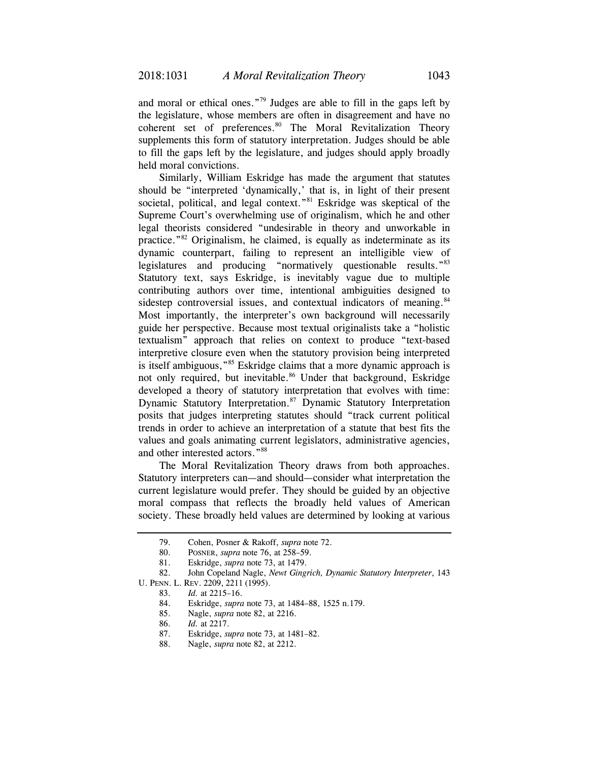and moral or ethical ones."[79] Judges are able to fill in the gaps left by the legislature, whose members are often in disagreement and have no coherent set of preferences.[80] The Moral Revitalization Theory supplements this form of statutory interpretation. Judges should be able to fill the gaps left by the legislature, and judges should apply broadly held moral convictions.

Similarly, William Eskridge has made the argument that statutes should be "interpreted 'dynamically,' that is, in light of their present societal, political, and legal context."[81] Eskridge was skeptical of the Supreme Court's overwhelming use of originalism, which he and other legal theorists considered "undesirable in theory and unworkable in practice."[82] Originalism, he claimed, is equally as indeterminate as its dynamic counterpart, failing to represent an intelligible view of legislatures and producing "normatively questionable results."[83] Statutory text, says Eskridge, is inevitably vague due to multiple contributing authors over time, intentional ambiguities designed to sidestep controversial issues, and contextual indicators of meaning.[84] Most importantly, the interpreter's own background will necessarily guide her perspective. Because most textual originalists take a "holistic textualism" approach that relies on context to produce "text-based interpretive closure even when the statutory provision being interpreted is itself ambiguous,"[85] Eskridge claims that a more dynamic approach is not only required, but inevitable.[86] Under that background, Eskridge developed a theory of statutory interpretation that evolves with time: Dynamic Statutory Interpretation.[87] Dynamic Statutory Interpretation posits that judges interpreting statutes should "track current political trends in order to achieve an interpretation of a statute that best fits the values and goals animating current legislators, administrative agencies, and other interested actors."[88]

The Moral Revitalization Theory draws from both approaches. Statutory interpreters can—and should—consider what interpretation the current legislature would prefer. They should be guided by an objective moral compass that reflects the broadly held values of American society. These broadly held values are determined by looking at various

---

79. Cohen, Posner & Rakoff, *supra* note 72.

80. POSNER, *supra* note 76, at 258–59.

81. Eskridge, *supra* note 73, at 1479.

82. John Copeland Nagle, *Newt Gingrich, Dynamic Statutory Interpreter*, 143 U. PENN. L. REV. 2209, 2211 (1995).

83. *Id.* at 2215–16.

84. Eskridge, *supra* note 73, at 1484–88, 1525 n.179.

85. Nagle, *supra* note 82, at 2216.

86. *Id.* at 2217.

87. Eskridge, *supra* note 73, at 1481–82.

88. Nagle, *supra* note 82, at 2212.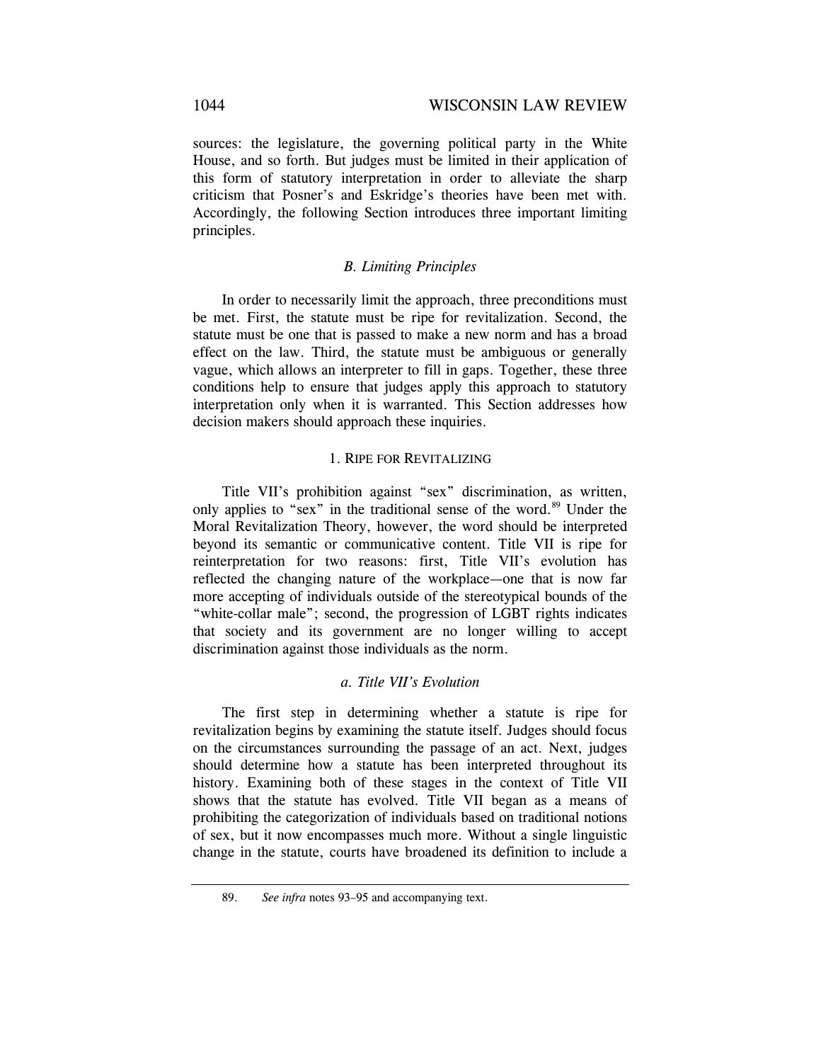sources: the legislature, the governing political party in the White House, and so forth. But judges must be limited in their application of this form of statutory interpretation in order to alleviate the sharp criticism that Posner's and Eskridge's theories have been met with. Accordingly, the following Section introduces three important limiting principles.

### *B. Limiting Principles*

In order to necessarily limit the approach, three preconditions must be met. First, the statute must be ripe for revitalization. Second, the statute must be one that is passed to make a new norm and has a broad effect on the law. Third, the statute must be ambiguous or generally vague, which allows an interpreter to fill in gaps. Together, these three conditions help to ensure that judges apply this approach to statutory interpretation only when it is warranted. This Section addresses how decision makers should approach these inquiries.

#### 1. RIPE FOR REVITALIZING

Title VII's prohibition against "sex" discrimination, as written, only applies to "sex" in the traditional sense of the word.[89] Under the Moral Revitalization Theory, however, the word should be interpreted beyond its semantic or communicative content. Title VII is ripe for reinterpretation for two reasons: first, Title VII's evolution has reflected the changing nature of the workplace—one that is now far more accepting of individuals outside of the stereotypical bounds of the "white-collar male"; second, the progression of LGBT rights indicates that society and its government are no longer willing to accept discrimination against those individuals as the norm.

##### *a. Title VII's Evolution*

The first step in determining whether a statute is ripe for revitalization begins by examining the statute itself. Judges should focus on the circumstances surrounding the passage of an act. Next, judges should determine how a statute has been interpreted throughout its history. Examining both of these stages in the context of Title VII shows that the statute has evolved. Title VII began as a means of prohibiting the categorization of individuals based on traditional notions of sex, but it now encompasses much more. Without a single linguistic change in the statute, courts have broadened its definition to include a

89. *See infra* notes 93–95 and accompanying text.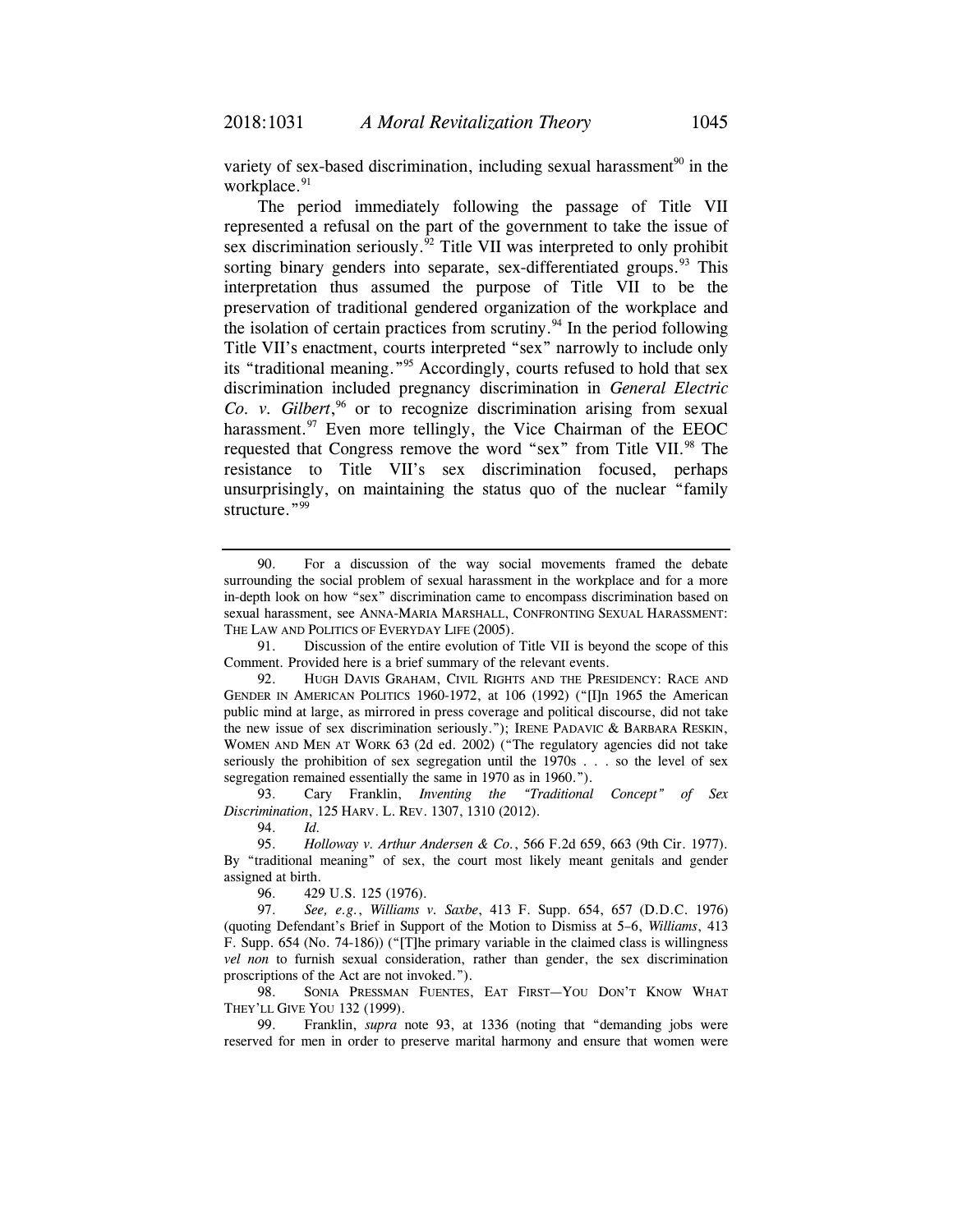variety of sex-based discrimination, including sexual harassment[90] in the workplace.[91]

The period immediately following the passage of Title VII represented a refusal on the part of the government to take the issue of sex discrimination seriously.[92] Title VII was interpreted to only prohibit sorting binary genders into separate, sex-differentiated groups.[93] This interpretation thus assumed the purpose of Title VII to be the preservation of traditional gendered organization of the workplace and the isolation of certain practices from scrutiny.[94] In the period following Title VII's enactment, courts interpreted "sex" narrowly to include only its "traditional meaning."[95] Accordingly, courts refused to hold that sex discrimination included pregnancy discrimination in *General Electric Co. v. Gilbert*,[96] or to recognize discrimination arising from sexual harassment.[97] Even more tellingly, the Vice Chairman of the EEOC requested that Congress remove the word "sex" from Title VII.[98] The resistance to Title VII's sex discrimination focused, perhaps unsurprisingly, on maintaining the status quo of the nuclear "family structure."[99]

---

90. For a discussion of the way social movements framed the debate surrounding the social problem of sexual harassment in the workplace and for a more in-depth look on how "sex" discrimination came to encompass discrimination based on sexual harassment, see ANNA-MARIA MARSHALL, CONFRONTING SEXUAL HARASSMENT: THE LAW AND POLITICS OF EVERYDAY LIFE (2005).

91. Discussion of the entire evolution of Title VII is beyond the scope of this Comment. Provided here is a brief summary of the relevant events.

92. HUGH DAVIS GRAHAM, CIVIL RIGHTS AND THE PRESIDENCY: RACE AND GENDER IN AMERICAN POLITICS 1960-1972, at 106 (1992) ("[I]n 1965 the American public mind at large, as mirrored in press coverage and political discourse, did not take the new issue of sex discrimination seriously."); IRENE PADAVIC & BARBARA RESKIN, WOMEN AND MEN AT WORK 63 (2d ed. 2002) ("The regulatory agencies did not take seriously the prohibition of sex segregation until the 1970s . . . so the level of sex segregation remained essentially the same in 1970 as in 1960.").

93. Cary Franklin, *Inventing the "Traditional Concept" of Sex Discrimination*, 125 HARV. L. REV. 1307, 1310 (2012).

94. *Id.*

95. *Holloway v. Arthur Andersen & Co.*, 566 F.2d 659, 663 (9th Cir. 1977). By "traditional meaning" of sex, the court most likely meant genitals and gender assigned at birth.

96. 429 U.S. 125 (1976).

97. *See, e.g.*, *Williams v. Saxbe*, 413 F. Supp. 654, 657 (D.D.C. 1976) (quoting Defendant's Brief in Support of the Motion to Dismiss at 5–6, *Williams*, 413 F. Supp. 654 (No. 74-186)) ("[T]he primary variable in the claimed class is willingness *vel non* to furnish sexual consideration, rather than gender, the sex discrimination proscriptions of the Act are not invoked.").

98. SONIA PRESSMAN FUENTES, EAT FIRST—YOU DON'T KNOW WHAT THEY'LL GIVE YOU 132 (1999).

99. Franklin, *supra* note 93, at 1336 (noting that "demanding jobs were reserved for men in order to preserve marital harmony and ensure that women were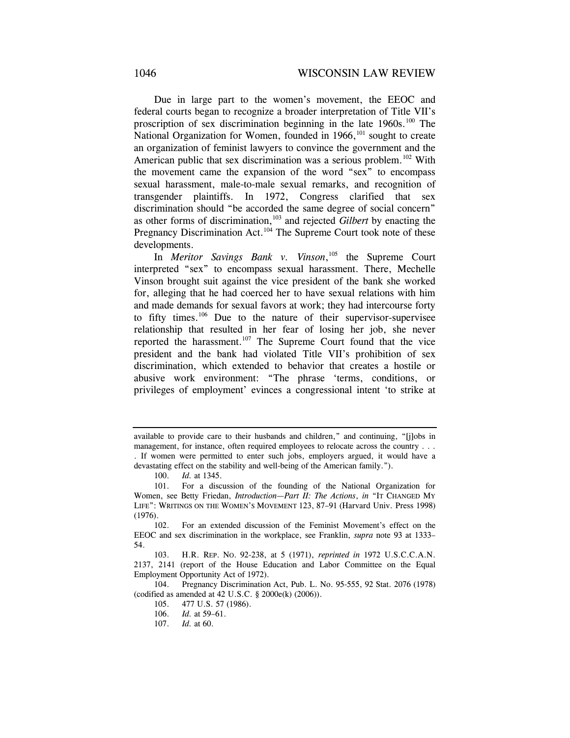Due in large part to the women's movement, the EEOC and federal courts began to recognize a broader interpretation of Title VII's proscription of sex discrimination beginning in the late 1960s.[100] The National Organization for Women, founded in 1966,[101] sought to create an organization of feminist lawyers to convince the government and the American public that sex discrimination was a serious problem.[102] With the movement came the expansion of the word "sex" to encompass sexual harassment, male-to-male sexual remarks, and recognition of transgender plaintiffs. In 1972, Congress clarified that sex discrimination should "be accorded the same degree of social concern" as other forms of discrimination,[103] and rejected *Gilbert* by enacting the Pregnancy Discrimination Act.[104] The Supreme Court took note of these developments.

In *Meritor Savings Bank v. Vinson*,[105] the Supreme Court interpreted "sex" to encompass sexual harassment. There, Mechelle Vinson brought suit against the vice president of the bank she worked for, alleging that he had coerced her to have sexual relations with him and made demands for sexual favors at work; they had intercourse forty to fifty times.[106] Due to the nature of their supervisor-supervisee relationship that resulted in her fear of losing her job, she never reported the harassment.[107] The Supreme Court found that the vice president and the bank had violated Title VII's prohibition of sex discrimination, which extended to behavior that creates a hostile or abusive work environment: "The phrase 'terms, conditions, or privileges of employment' evinces a congressional intent 'to strike at

---

available to provide care to their husbands and children," and continuing, "[j]obs in management, for instance, often required employees to relocate across the country . . . . If women were permitted to enter such jobs, employers argued, it would have a devastating effect on the stability and well-being of the American family.").

100. *Id.* at 1345.

101. For a discussion of the founding of the National Organization for Women, see Betty Friedan, *Introduction—Part II: The Actions*, *in* "IT CHANGED MY LIFE": WRITINGS ON THE WOMEN'S MOVEMENT 123, 87–91 (Harvard Univ. Press 1998) (1976).

102. For an extended discussion of the Feminist Movement's effect on the EEOC and sex discrimination in the workplace, see Franklin, *supra* note 93 at 1333–54.

103. H.R. REP. NO. 92-238, at 5 (1971), *reprinted in* 1972 U.S.C.C.A.N. 2137, 2141 (report of the House Education and Labor Committee on the Equal Employment Opportunity Act of 1972).

104. Pregnancy Discrimination Act, Pub. L. No. 95-555, 92 Stat. 2076 (1978) (codified as amended at 42 U.S.C. § 2000e(k) (2006)).

105. 477 U.S. 57 (1986).

106. *Id.* at 59–61.

107. *Id.* at 60.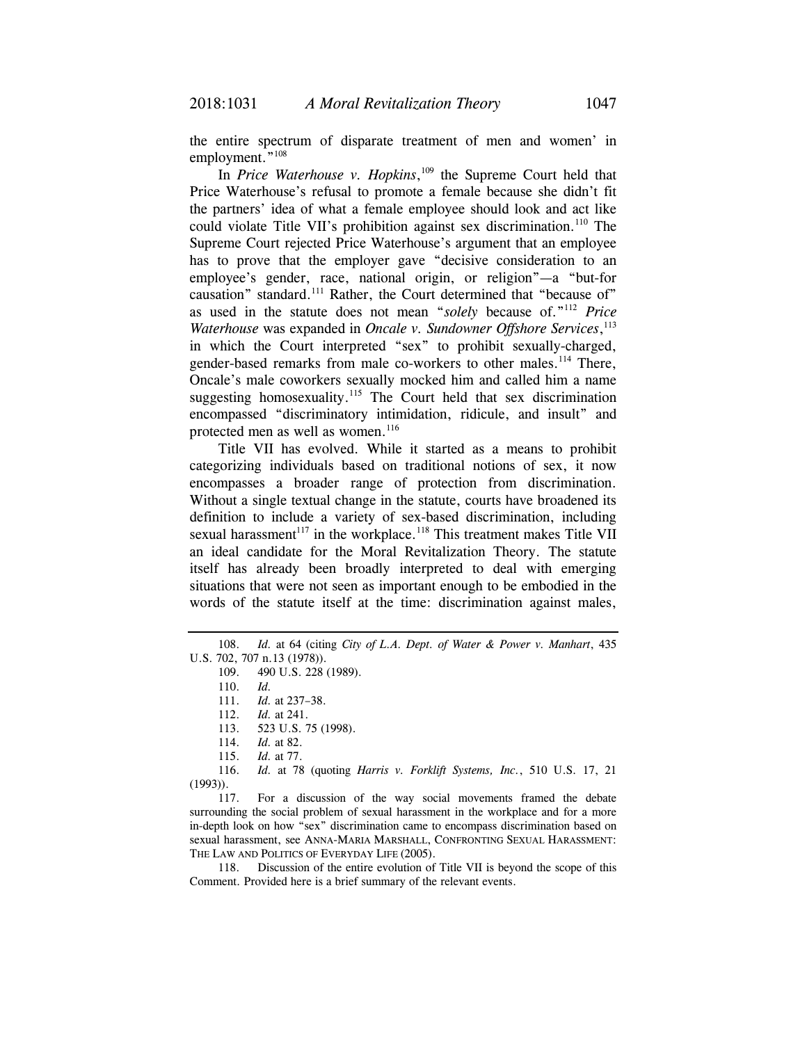the entire spectrum of disparate treatment of men and women' in employment."[108]

In *Price Waterhouse v. Hopkins*,[109] the Supreme Court held that Price Waterhouse's refusal to promote a female because she didn't fit the partners' idea of what a female employee should look and act like could violate Title VII's prohibition against sex discrimination.[110] The Supreme Court rejected Price Waterhouse's argument that an employee has to prove that the employer gave "decisive consideration to an employee's gender, race, national origin, or religion"—a "but-for causation" standard.[111] Rather, the Court determined that "because of" as used in the statute does not mean "*solely* because of."[112] *Price Waterhouse* was expanded in *Oncale v. Sundowner Offshore Services*,[113] in which the Court interpreted "sex" to prohibit sexually-charged, gender-based remarks from male co-workers to other males.[114] There, Oncale's male coworkers sexually mocked him and called him a name suggesting homosexuality.[115] The Court held that sex discrimination encompassed "discriminatory intimidation, ridicule, and insult" and protected men as well as women.[116]

Title VII has evolved. While it started as a means to prohibit categorizing individuals based on traditional notions of sex, it now encompasses a broader range of protection from discrimination. Without a single textual change in the statute, courts have broadened its definition to include a variety of sex-based discrimination, including sexual harassment[117] in the workplace.[118] This treatment makes Title VII an ideal candidate for the Moral Revitalization Theory. The statute itself has already been broadly interpreted to deal with emerging situations that were not seen as important enough to be embodied in the words of the statute itself at the time: discrimination against males,

---

108. *Id.* at 64 (citing *City of L.A. Dept. of Water & Power v. Manhart*, 435 U.S. 702, 707 n.13 (1978)).

109. 490 U.S. 228 (1989).

110. *Id.*

111. *Id.* at 237–38.

112. *Id.* at 241.

113. 523 U.S. 75 (1998).

114. *Id.* at 82.

115. *Id.* at 77.

116. *Id.* at 78 (quoting *Harris v. Forklift Systems, Inc.*, 510 U.S. 17, 21 (1993)).

117. For a discussion of the way social movements framed the debate surrounding the social problem of sexual harassment in the workplace and for a more in-depth look on how "sex" discrimination came to encompass discrimination based on sexual harassment, see ANNA-MARIA MARSHALL, CONFRONTING SEXUAL HARASSMENT: THE LAW AND POLITICS OF EVERYDAY LIFE (2005).

118. Discussion of the entire evolution of Title VII is beyond the scope of this Comment. Provided here is a brief summary of the relevant events.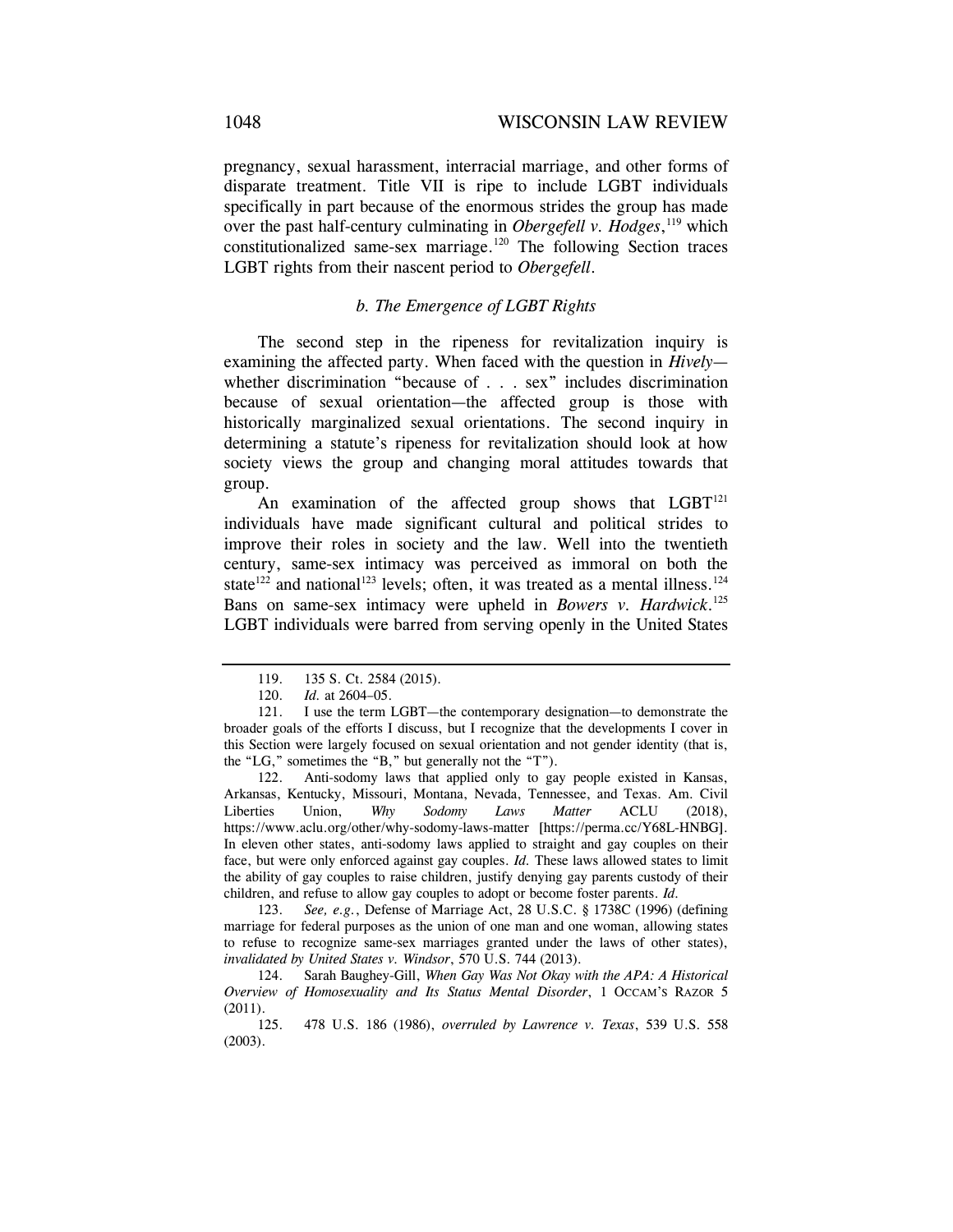pregnancy, sexual harassment, interracial marriage, and other forms of disparate treatment. Title VII is ripe to include LGBT individuals specifically in part because of the enormous strides the group has made over the past half-century culminating in *Obergefell v. Hodges*,[119] which constitutionalized same-sex marriage.[120] The following Section traces LGBT rights from their nascent period to *Obergefell*.

### *b. The Emergence of LGBT Rights*

The second step in the ripeness for revitalization inquiry is examining the affected party. When faced with the question in *Hively*—whether discrimination "because of . . . sex" includes discrimination because of sexual orientation—the affected group is those with historically marginalized sexual orientations. The second inquiry in determining a statute's ripeness for revitalization should look at how society views the group and changing moral attitudes towards that group.

An examination of the affected group shows that LGBT[121] individuals have made significant cultural and political strides to improve their roles in society and the law. Well into the twentieth century, same-sex intimacy was perceived as immoral on both the state[122] and national[123] levels; often, it was treated as a mental illness.[124] Bans on same-sex intimacy were upheld in *Bowers v. Hardwick*.[125] LGBT individuals were barred from serving openly in the United States

---

119. 135 S. Ct. 2584 (2015).

120. *Id.* at 2604–05.

121. I use the term LGBT—the contemporary designation—to demonstrate the broader goals of the efforts I discuss, but I recognize that the developments I cover in this Section were largely focused on sexual orientation and not gender identity (that is, the "LG," sometimes the "B," but generally not the "T").

122. Anti-sodomy laws that applied only to gay people existed in Kansas, Arkansas, Kentucky, Missouri, Montana, Nevada, Tennessee, and Texas. Am. Civil Liberties Union, *Why Sodomy Laws Matter* ACLU (2018), https://www.aclu.org/other/why-sodomy-laws-matter [https://perma.cc/Y68L-HNBG]. In eleven other states, anti-sodomy laws applied to straight and gay couples on their face, but were only enforced against gay couples. *Id.* These laws allowed states to limit the ability of gay couples to raise children, justify denying gay parents custody of their children, and refuse to allow gay couples to adopt or become foster parents. *Id.*

123. *See, e.g.*, Defense of Marriage Act, 28 U.S.C. § 1738C (1996) (defining marriage for federal purposes as the union of one man and one woman, allowing states to refuse to recognize same-sex marriages granted under the laws of other states), *invalidated by United States v. Windsor*, 570 U.S. 744 (2013).

124. Sarah Baughey-Gill, *When Gay Was Not Okay with the APA: A Historical Overview of Homosexuality and Its Status Mental Disorder*, 1 OCCAM'S RAZOR 5 (2011).

125. 478 U.S. 186 (1986), *overruled by Lawrence v. Texas*, 539 U.S. 558 (2003).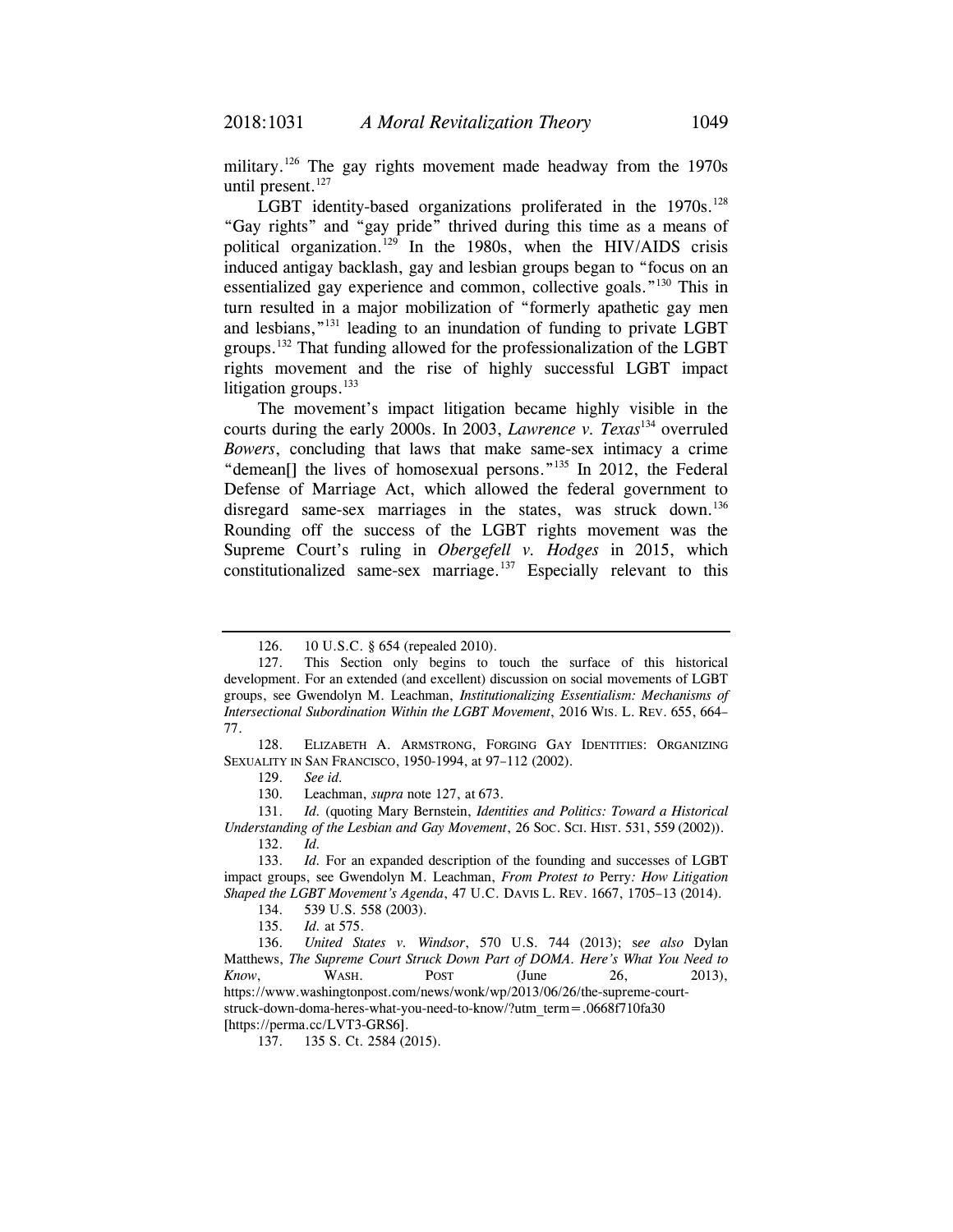military.[126] The gay rights movement made headway from the 1970s until present.[127]

LGBT identity-based organizations proliferated in the 1970s.[128] "Gay rights" and "gay pride" thrived during this time as a means of political organization.[129] In the 1980s, when the HIV/AIDS crisis induced antigay backlash, gay and lesbian groups began to "focus on an essentialized gay experience and common, collective goals."[130] This in turn resulted in a major mobilization of "formerly apathetic gay men and lesbians,"[131] leading to an inundation of funding to private LGBT groups.[132] That funding allowed for the professionalization of the LGBT rights movement and the rise of highly successful LGBT impact litigation groups.[133]

The movement's impact litigation became highly visible in the courts during the early 2000s. In 2003, *Lawrence v. Texas*[134] overruled *Bowers*, concluding that laws that make same-sex intimacy a crime "demean[] the lives of homosexual persons."[135] In 2012, the Federal Defense of Marriage Act, which allowed the federal government to disregard same-sex marriages in the states, was struck down.[136] Rounding off the success of the LGBT rights movement was the Supreme Court's ruling in *Obergefell v. Hodges* in 2015, which constitutionalized same-sex marriage.[137] Especially relevant to this

---

126. 10 U.S.C. § 654 (repealed 2010).

127. This Section only begins to touch the surface of this historical development. For an extended (and excellent) discussion on social movements of LGBT groups, see Gwendolyn M. Leachman, *Institutionalizing Essentialism: Mechanisms of Intersectional Subordination Within the LGBT Movement*, 2016 WIS. L. REV. 655, 664–77.

128. ELIZABETH A. ARMSTRONG, FORGING GAY IDENTITIES: ORGANIZING SEXUALITY IN SAN FRANCISCO, 1950-1994, at 97–112 (2002).

129. *See id.*

130. Leachman, *supra* note 127, at 673.

131. *Id.* (quoting Mary Bernstein, *Identities and Politics: Toward a Historical Understanding of the Lesbian and Gay Movement*, 26 SOC. SCI. HIST. 531, 559 (2002)).

132. *Id.*

133. *Id.* For an expanded description of the founding and successes of LGBT impact groups, see Gwendolyn M. Leachman, *From Protest to* Perry*: How Litigation Shaped the LGBT Movement's Agenda*, 47 U.C. DAVIS L. REV. 1667, 1705–13 (2014).

134. 539 U.S. 558 (2003).

135. *Id.* at 575.

136. *United States v. Windsor*, 570 U.S. 744 (2013); *see also* Dylan Matthews, *The Supreme Court Struck Down Part of DOMA. Here's What You Need to Know*, WASH. POST (June 26, 2013), https://www.washingtonpost.com/news/wonk/wp/2013/06/26/the-supreme-court-struck-down-doma-heres-what-you-need-to-know/?utm_term=.0668f710fa30 [https://perma.cc/LVT3-GRS6].

137. 135 S. Ct. 2584 (2015).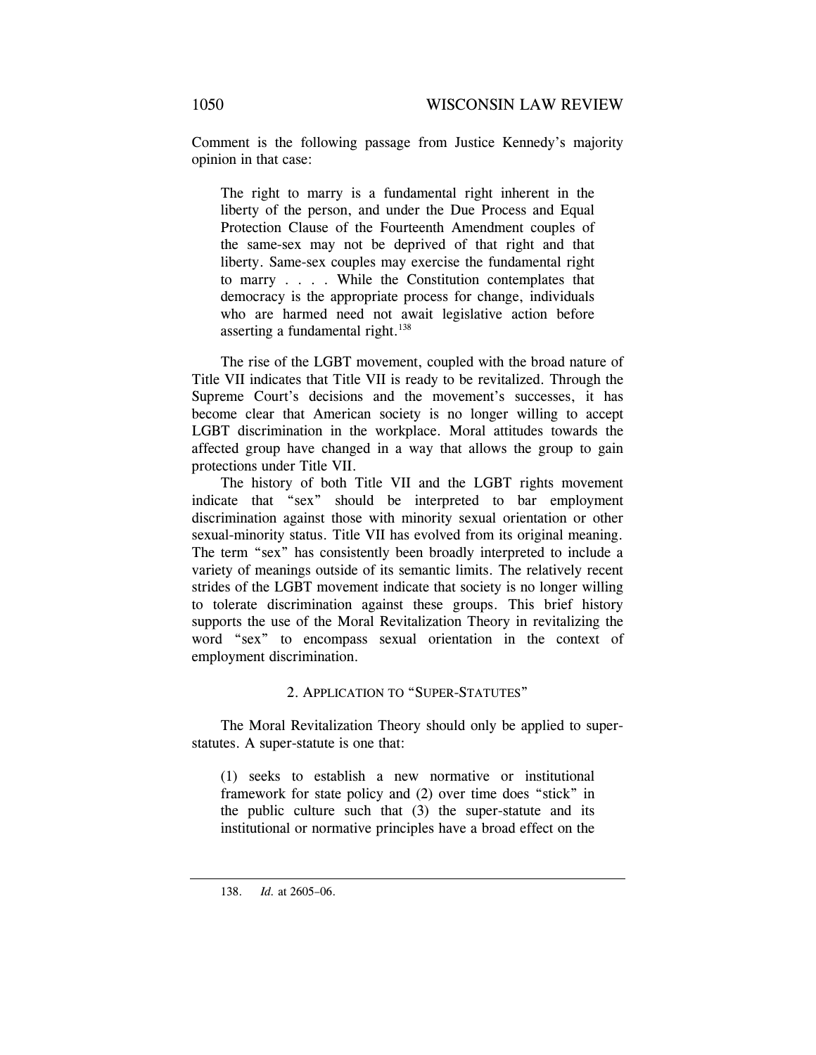Comment is the following passage from Justice Kennedy's majority opinion in that case:

> The right to marry is a fundamental right inherent in the liberty of the person, and under the Due Process and Equal Protection Clause of the Fourteenth Amendment couples of the same-sex may not be deprived of that right and that liberty. Same-sex couples may exercise the fundamental right to marry . . . . While the Constitution contemplates that democracy is the appropriate process for change, individuals who are harmed need not await legislative action before asserting a fundamental right.[138]

The rise of the LGBT movement, coupled with the broad nature of Title VII indicates that Title VII is ready to be revitalized. Through the Supreme Court's decisions and the movement's successes, it has become clear that American society is no longer willing to accept LGBT discrimination in the workplace. Moral attitudes towards the affected group have changed in a way that allows the group to gain protections under Title VII.

The history of both Title VII and the LGBT rights movement indicate that "sex" should be interpreted to bar employment discrimination against those with minority sexual orientation or other sexual-minority status. Title VII has evolved from its original meaning. The term "sex" has consistently been broadly interpreted to include a variety of meanings outside of its semantic limits. The relatively recent strides of the LGBT movement indicate that society is no longer willing to tolerate discrimination against these groups. This brief history supports the use of the Moral Revitalization Theory in revitalizing the word "sex" to encompass sexual orientation in the context of employment discrimination.

### 2. Application to "Super-Statutes"

The Moral Revitalization Theory should only be applied to super-statutes. A super-statute is one that:

> (1) seeks to establish a new normative or institutional framework for state policy and (2) over time does "stick" in the public culture such that (3) the super-statute and its institutional or normative principles have a broad effect on the

---

138. *Id.* at 2605–06.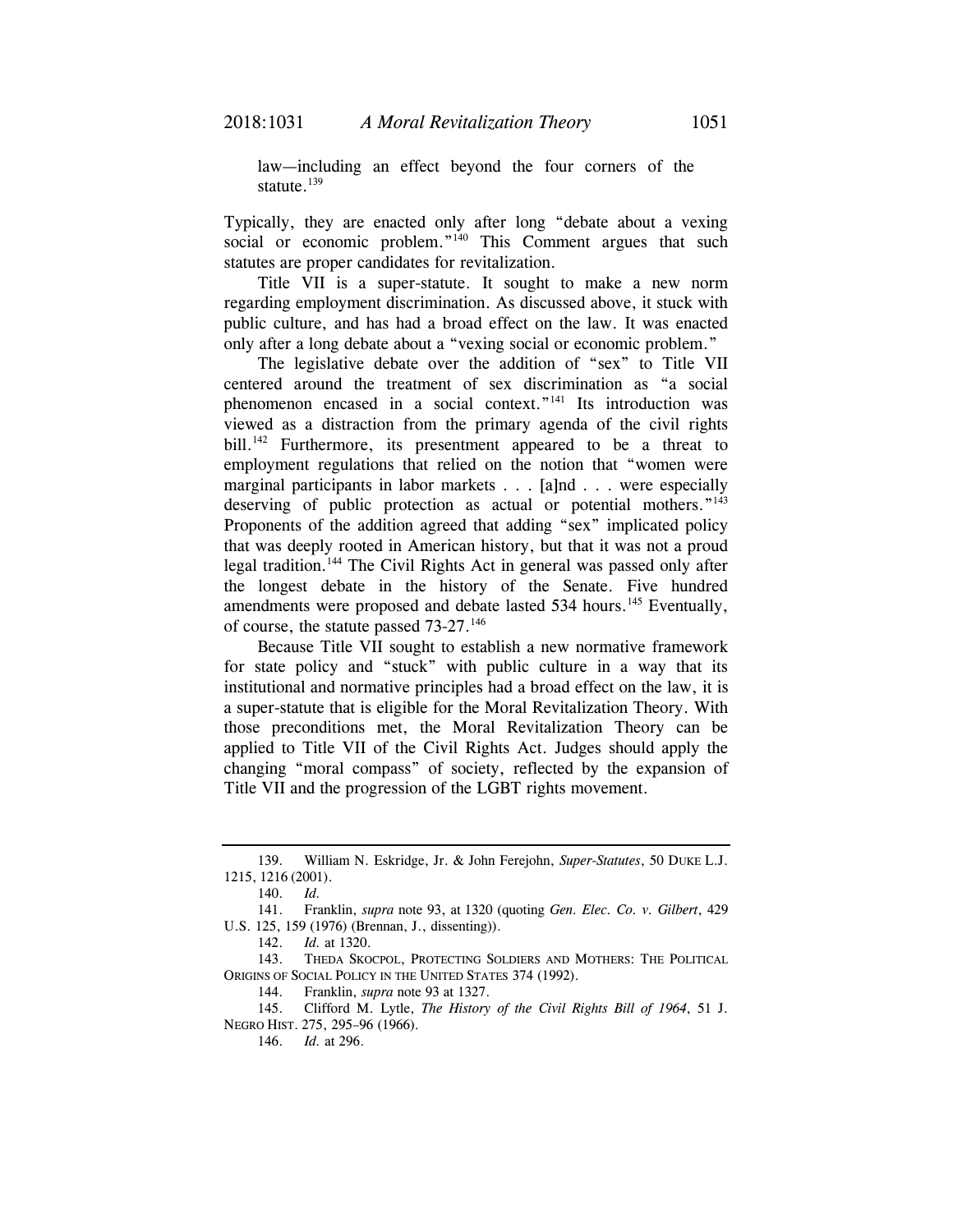> law—including an effect beyond the four corners of the statute.[139]

Typically, they are enacted only after long "debate about a vexing social or economic problem."[140] This Comment argues that such statutes are proper candidates for revitalization.

Title VII is a super-statute. It sought to make a new norm regarding employment discrimination. As discussed above, it stuck with public culture, and has had a broad effect on the law. It was enacted only after a long debate about a "vexing social or economic problem."

The legislative debate over the addition of "sex" to Title VII centered around the treatment of sex discrimination as "a social phenomenon encased in a social context."[141] Its introduction was viewed as a distraction from the primary agenda of the civil rights bill.[142] Furthermore, its presentment appeared to be a threat to employment regulations that relied on the notion that "women were marginal participants in labor markets . . . [a]nd . . . were especially deserving of public protection as actual or potential mothers."[143] Proponents of the addition agreed that adding "sex" implicated policy that was deeply rooted in American history, but that it was not a proud legal tradition.[144] The Civil Rights Act in general was passed only after the longest debate in the history of the Senate. Five hundred amendments were proposed and debate lasted 534 hours.[145] Eventually, of course, the statute passed 73-27.[146]

Because Title VII sought to establish a new normative framework for state policy and "stuck" with public culture in a way that its institutional and normative principles had a broad effect on the law, it is a super-statute that is eligible for the Moral Revitalization Theory. With those preconditions met, the Moral Revitalization Theory can be applied to Title VII of the Civil Rights Act. Judges should apply the changing "moral compass" of society, reflected by the expansion of Title VII and the progression of the LGBT rights movement.

---

139. William N. Eskridge, Jr. & John Ferejohn, *Super-Statutes*, 50 DUKE L.J. 1215, 1216 (2001).

140. *Id.*

141. Franklin, *supra* note 93, at 1320 (quoting *Gen. Elec. Co. v. Gilbert*, 429 U.S. 125, 159 (1976) (Brennan, J., dissenting)).

142. *Id.* at 1320.

143. THEDA SKOCPOL, PROTECTING SOLDIERS AND MOTHERS: THE POLITICAL ORIGINS OF SOCIAL POLICY IN THE UNITED STATES 374 (1992).

144. Franklin, *supra* note 93 at 1327.

145. Clifford M. Lytle, *The History of the Civil Rights Bill of 1964*, 51 J. NEGRO HIST. 275, 295–96 (1966).

146. *Id.* at 296.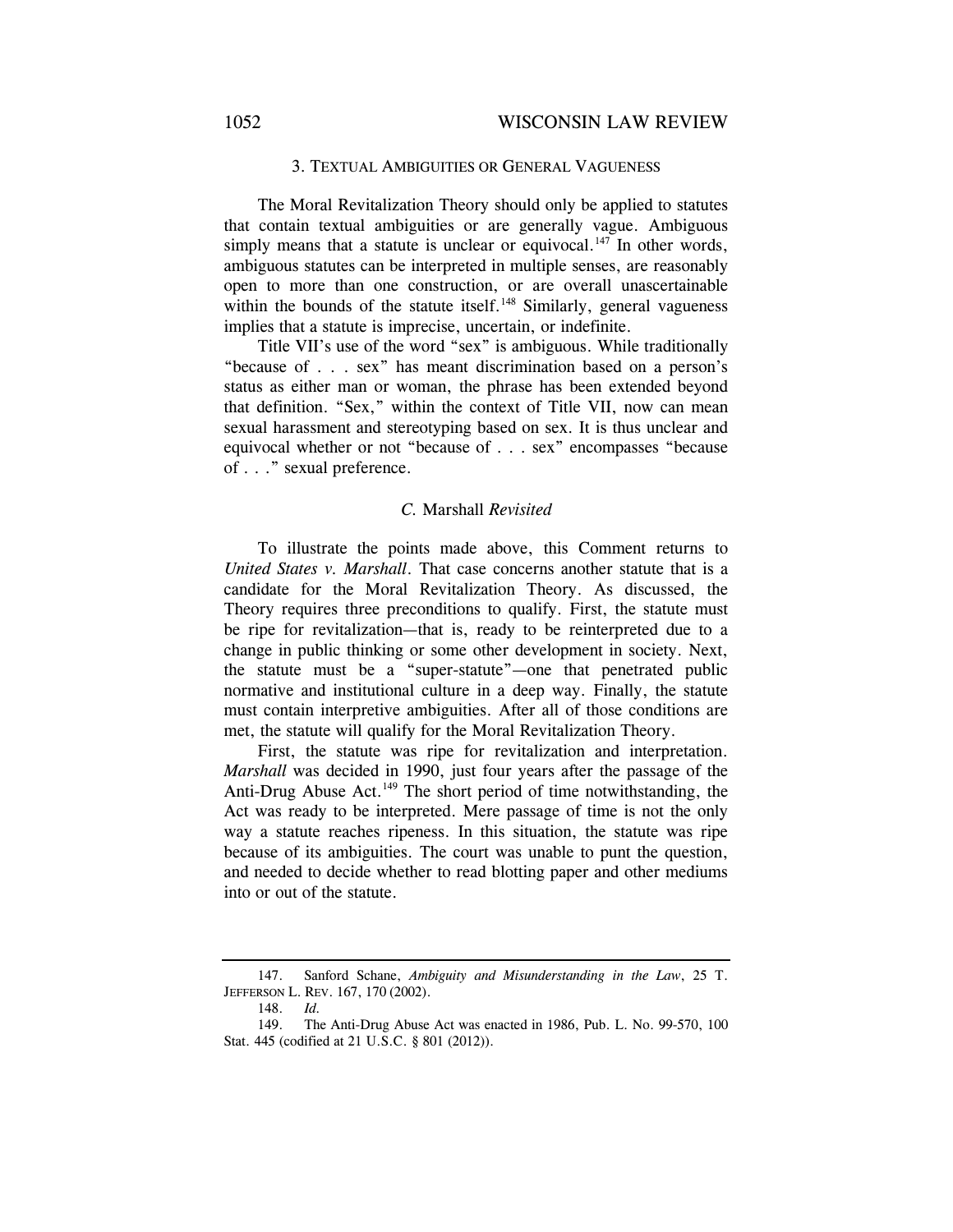### 3. Textual Ambiguities or General Vagueness

The Moral Revitalization Theory should only be applied to statutes that contain textual ambiguities or are generally vague. Ambiguous simply means that a statute is unclear or equivocal.[147] In other words, ambiguous statutes can be interpreted in multiple senses, are reasonably open to more than one construction, or are overall unascertainable within the bounds of the statute itself.[148] Similarly, general vagueness implies that a statute is imprecise, uncertain, or indefinite.

Title VII's use of the word "sex" is ambiguous. While traditionally "because of . . . sex" has meant discrimination based on a person's status as either man or woman, the phrase has been extended beyond that definition. "Sex," within the context of Title VII, now can mean sexual harassment and stereotyping based on sex. It is thus unclear and equivocal whether or not "because of . . . sex" encompasses "because of . . ." sexual preference.

## *C.* Marshall *Revisited*

To illustrate the points made above, this Comment returns to *United States v. Marshall*. That case concerns another statute that is a candidate for the Moral Revitalization Theory. As discussed, the Theory requires three preconditions to qualify. First, the statute must be ripe for revitalization—that is, ready to be reinterpreted due to a change in public thinking or some other development in society. Next, the statute must be a "super-statute"—one that penetrated public normative and institutional culture in a deep way. Finally, the statute must contain interpretive ambiguities. After all of those conditions are met, the statute will qualify for the Moral Revitalization Theory.

First, the statute was ripe for revitalization and interpretation. *Marshall* was decided in 1990, just four years after the passage of the Anti-Drug Abuse Act.[149] The short period of time notwithstanding, the Act was ready to be interpreted. Mere passage of time is not the only way a statute reaches ripeness. In this situation, the statute was ripe because of its ambiguities. The court was unable to punt the question, and needed to decide whether to read blotting paper and other mediums into or out of the statute.

---

147. Sanford Schane, *Ambiguity and Misunderstanding in the Law*, 25 T. JEFFERSON L. REV. 167, 170 (2002).

148. *Id.*

149. The Anti-Drug Abuse Act was enacted in 1986, Pub. L. No. 99-570, 100 Stat. 445 (codified at 21 U.S.C. § 801 (2012)).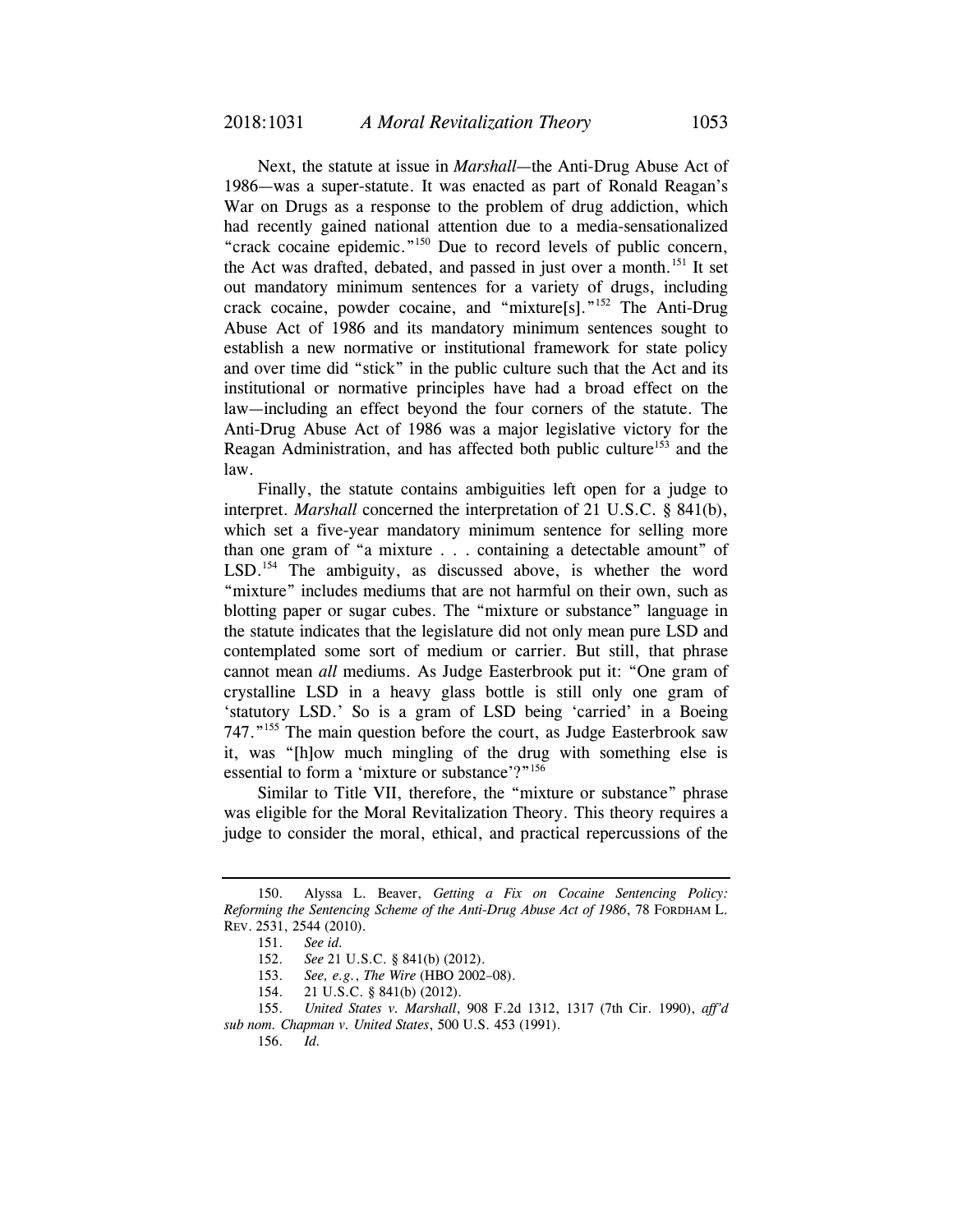Next, the statute at issue in *Marshall*—the Anti-Drug Abuse Act of 1986—was a super-statute. It was enacted as part of Ronald Reagan's War on Drugs as a response to the problem of drug addiction, which had recently gained national attention due to a media-sensationalized "crack cocaine epidemic."[150] Due to record levels of public concern, the Act was drafted, debated, and passed in just over a month.[151] It set out mandatory minimum sentences for a variety of drugs, including crack cocaine, powder cocaine, and "mixture[s]."[152] The Anti-Drug Abuse Act of 1986 and its mandatory minimum sentences sought to establish a new normative or institutional framework for state policy and over time did "stick" in the public culture such that the Act and its institutional or normative principles have had a broad effect on the law—including an effect beyond the four corners of the statute. The Anti-Drug Abuse Act of 1986 was a major legislative victory for the Reagan Administration, and has affected both public culture[153] and the law.

Finally, the statute contains ambiguities left open for a judge to interpret. *Marshall* concerned the interpretation of 21 U.S.C. § 841(b), which set a five-year mandatory minimum sentence for selling more than one gram of "a mixture . . . containing a detectable amount" of LSD.[154] The ambiguity, as discussed above, is whether the word "mixture" includes mediums that are not harmful on their own, such as blotting paper or sugar cubes. The "mixture or substance" language in the statute indicates that the legislature did not only mean pure LSD and contemplated some sort of medium or carrier. But still, that phrase cannot mean *all* mediums. As Judge Easterbrook put it: "One gram of crystalline LSD in a heavy glass bottle is still only one gram of 'statutory LSD.' So is a gram of LSD being 'carried' in a Boeing 747."[155] The main question before the court, as Judge Easterbrook saw it, was "[h]ow much mingling of the drug with something else is essential to form a 'mixture or substance'?"[156]

Similar to Title VII, therefore, the "mixture or substance" phrase was eligible for the Moral Revitalization Theory. This theory requires a judge to consider the moral, ethical, and practical repercussions of the

---

150. Alyssa L. Beaver, *Getting a Fix on Cocaine Sentencing Policy: Reforming the Sentencing Scheme of the Anti-Drug Abuse Act of 1986*, 78 FORDHAM L. REV. 2531, 2544 (2010).

151. *See id.*

152. *See* 21 U.S.C. § 841(b) (2012).

153. *See, e.g.*, *The Wire* (HBO 2002–08).

154. 21 U.S.C. § 841(b) (2012).

155. *United States v. Marshall*, 908 F.2d 1312, 1317 (7th Cir. 1990), *aff'd sub nom. Chapman v. United States*, 500 U.S. 453 (1991).

156. *Id.*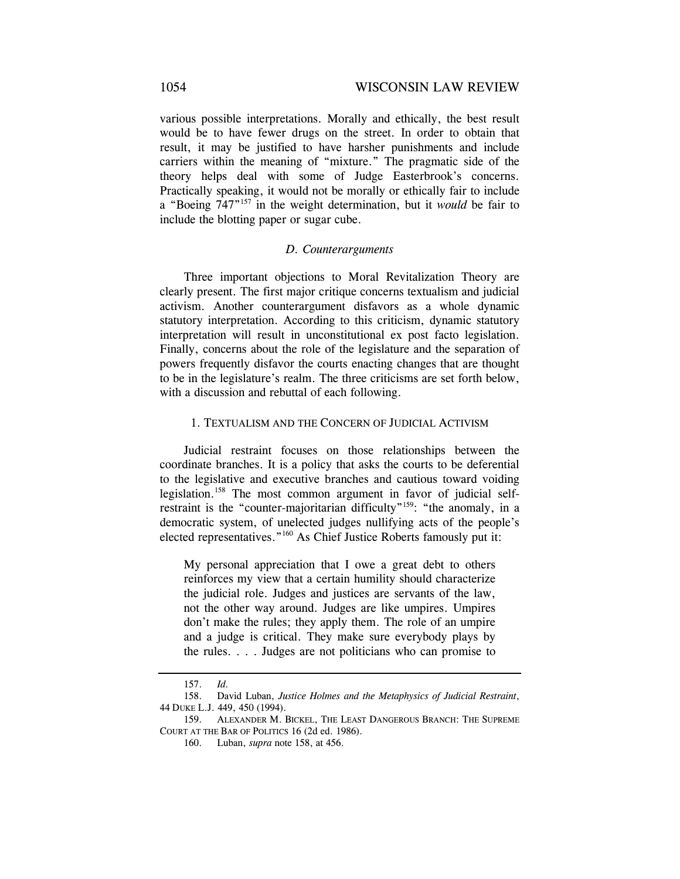various possible interpretations. Morally and ethically, the best result would be to have fewer drugs on the street. In order to obtain that result, it may be justified to have harsher punishments and include carriers within the meaning of "mixture." The pragmatic side of the theory helps deal with some of Judge Easterbrook's concerns. Practically speaking, it would not be morally or ethically fair to include a "Boeing 747"[157] in the weight determination, but it *would* be fair to include the blotting paper or sugar cube.

### *D. Counterarguments*

Three important objections to Moral Revitalization Theory are clearly present. The first major critique concerns textualism and judicial activism. Another counterargument disfavors as a whole dynamic statutory interpretation. According to this criticism, dynamic statutory interpretation will result in unconstitutional ex post facto legislation. Finally, concerns about the role of the legislature and the separation of powers frequently disfavor the courts enacting changes that are thought to be in the legislature's realm. The three criticisms are set forth below, with a discussion and rebuttal of each following.

#### 1. Textualism and the Concern of Judicial Activism

Judicial restraint focuses on those relationships between the coordinate branches. It is a policy that asks the courts to be deferential to the legislative and executive branches and cautious toward voiding legislation.[158] The most common argument in favor of judicial self-restraint is the "counter-majoritarian difficulty"[159]: "the anomaly, in a democratic system, of unelected judges nullifying acts of the people's elected representatives."[160] As Chief Justice Roberts famously put it:

> My personal appreciation that I owe a great debt to others reinforces my view that a certain humility should characterize the judicial role. Judges and justices are servants of the law, not the other way around. Judges are like umpires. Umpires don't make the rules; they apply them. The role of an umpire and a judge is critical. They make sure everybody plays by the rules. . . . Judges are not politicians who can promise to

---

157. *Id.*

158. David Luban, *Justice Holmes and the Metaphysics of Judicial Restraint*, 44 Duke L.J. 449, 450 (1994).

159. Alexander M. Bickel, The Least Dangerous Branch: The Supreme Court at the Bar of Politics 16 (2d ed. 1986).

160. Luban, *supra* note 158, at 456.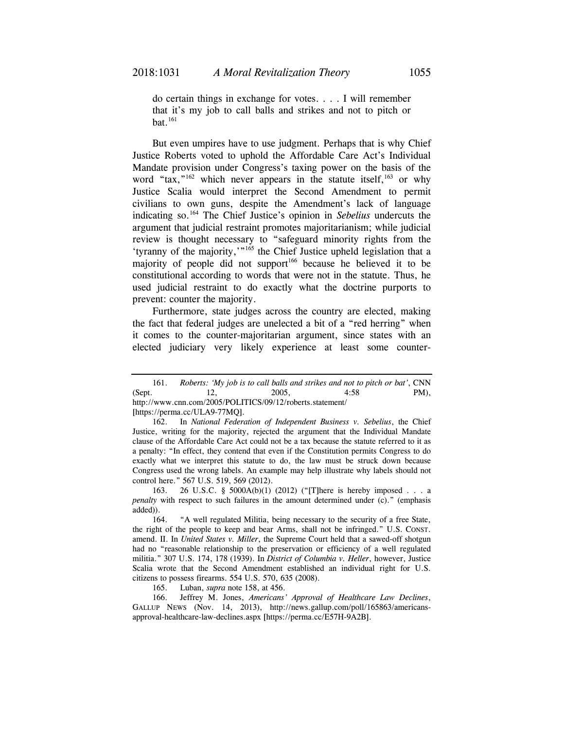> do certain things in exchange for votes. . . . I will remember that it's my job to call balls and strikes and not to pitch or bat.[161]

But even umpires have to use judgment. Perhaps that is why Chief Justice Roberts voted to uphold the Affordable Care Act's Individual Mandate provision under Congress's taxing power on the basis of the word "tax,"[162] which never appears in the statute itself,[163] or why Justice Scalia would interpret the Second Amendment to permit civilians to own guns, despite the Amendment's lack of language indicating so.[164] The Chief Justice's opinion in *Sebelius* undercuts the argument that judicial restraint promotes majoritarianism; while judicial review is thought necessary to "safeguard minority rights from the 'tyranny of the majority,'"[165] the Chief Justice upheld legislation that a majority of people did not support[166] because he believed it to be constitutional according to words that were not in the statute. Thus, he used judicial restraint to do exactly what the doctrine purports to prevent: counter the majority.

Furthermore, state judges across the country are elected, making the fact that federal judges are unelected a bit of a "red herring" when it comes to the counter-majoritarian argument, since states with an elected judiciary very likely experience at least some counter-

---

161. *Roberts: 'My job is to call balls and strikes and not to pitch or bat'*, CNN (Sept. 12, 2005, 4:58 PM), http://www.cnn.com/2005/POLITICS/09/12/roberts.statement/ [https://perma.cc/ULA9-77MQ].

162. In *National Federation of Independent Business v. Sebelius*, the Chief Justice, writing for the majority, rejected the argument that the Individual Mandate clause of the Affordable Care Act could not be a tax because the statute referred to it as a penalty: "In effect, they contend that even if the Constitution permits Congress to do exactly what we interpret this statute to do, the law must be struck down because Congress used the wrong labels. An example may help illustrate why labels should not control here." 567 U.S. 519, 569 (2012).

163. 26 U.S.C. § 5000A(b)(1) (2012) ("[T]here is hereby imposed . . . a *penalty* with respect to such failures in the amount determined under (c)." (emphasis added)).

164. "A well regulated Militia, being necessary to the security of a free State, the right of the people to keep and bear Arms, shall not be infringed." U.S. CONST. amend. II. In *United States v. Miller*, the Supreme Court held that a sawed-off shotgun had no "reasonable relationship to the preservation or efficiency of a well regulated militia." 307 U.S. 174, 178 (1939). In *District of Columbia v. Heller*, however, Justice Scalia wrote that the Second Amendment established an individual right for U.S. citizens to possess firearms. 554 U.S. 570, 635 (2008).

165. Luban, *supra* note 158, at 456.

166. Jeffrey M. Jones, *Americans' Approval of Healthcare Law Declines*, GALLUP NEWS (Nov. 14, 2013), http://news.gallup.com/poll/165863/americans-approval-healthcare-law-declines.aspx [https://perma.cc/E57H-9A2B].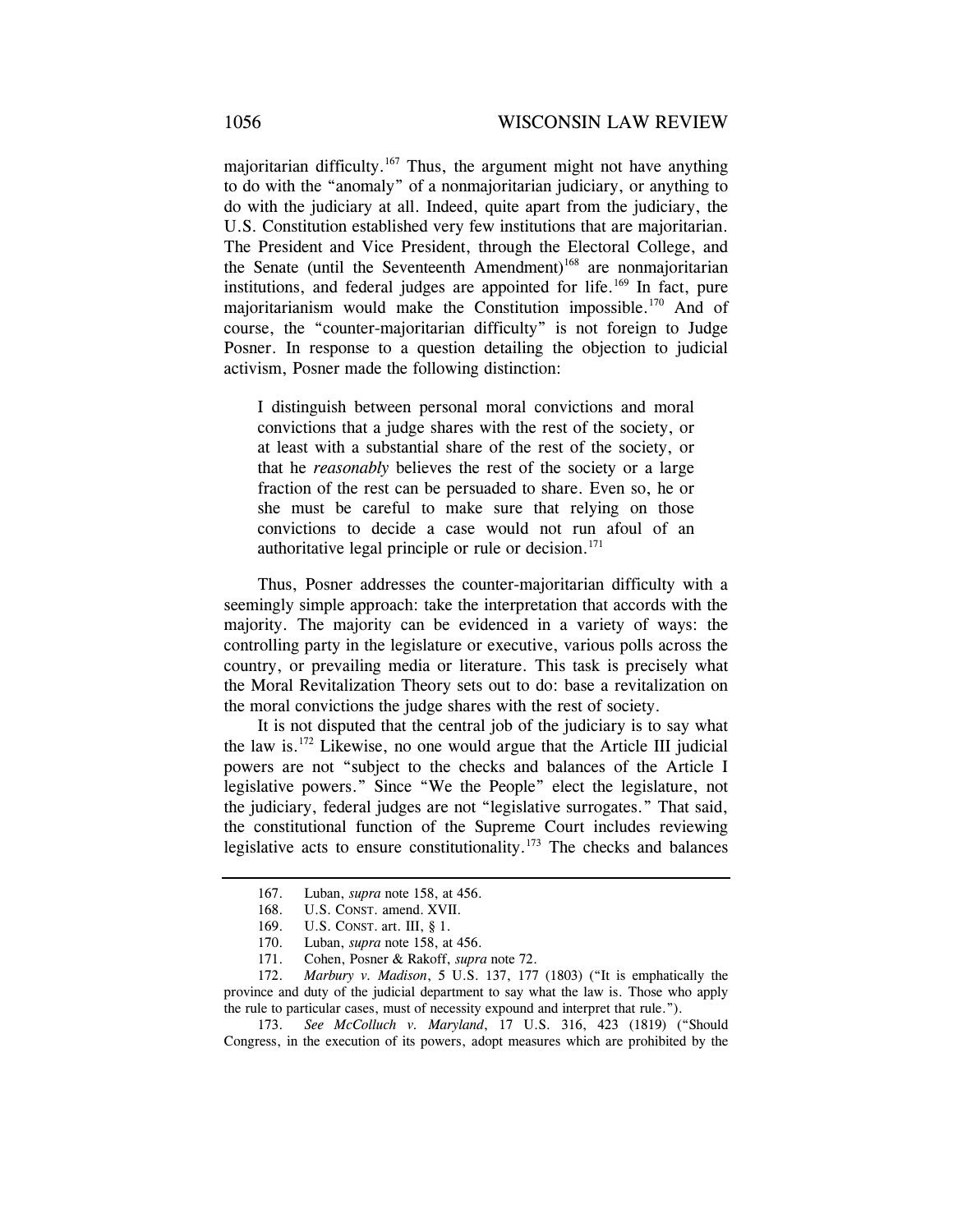majoritarian difficulty.[167] Thus, the argument might not have anything to do with the "anomaly" of a nonmajoritarian judiciary, or anything to do with the judiciary at all. Indeed, quite apart from the judiciary, the U.S. Constitution established very few institutions that are majoritarian. The President and Vice President, through the Electoral College, and the Senate (until the Seventeenth Amendment)[168] are nonmajoritarian institutions, and federal judges are appointed for life.[169] In fact, pure majoritarianism would make the Constitution impossible.[170] And of course, the "counter-majoritarian difficulty" is not foreign to Judge Posner. In response to a question detailing the objection to judicial activism, Posner made the following distinction:

> I distinguish between personal moral convictions and moral convictions that a judge shares with the rest of the society, or at least with a substantial share of the rest of the society, or that he *reasonably* believes the rest of the society or a large fraction of the rest can be persuaded to share. Even so, he or she must be careful to make sure that relying on those convictions to decide a case would not run afoul of an authoritative legal principle or rule or decision.[171]

Thus, Posner addresses the counter-majoritarian difficulty with a seemingly simple approach: take the interpretation that accords with the majority. The majority can be evidenced in a variety of ways: the controlling party in the legislature or executive, various polls across the country, or prevailing media or literature. This task is precisely what the Moral Revitalization Theory sets out to do: base a revitalization on the moral convictions the judge shares with the rest of society.

It is not disputed that the central job of the judiciary is to say what the law is.[172] Likewise, no one would argue that the Article III judicial powers are not "subject to the checks and balances of the Article I legislative powers." Since "We the People" elect the legislature, not the judiciary, federal judges are not "legislative surrogates." That said, the constitutional function of the Supreme Court includes reviewing legislative acts to ensure constitutionality.[173] The checks and balances

---

167. Luban, *supra* note 158, at 456.

168. U.S. CONST. amend. XVII.

169. U.S. CONST. art. III, § 1.

170. Luban, *supra* note 158, at 456.

171. Cohen, Posner & Rakoff, *supra* note 72.

172. *Marbury v. Madison*, 5 U.S. 137, 177 (1803) ("It is emphatically the province and duty of the judicial department to say what the law is. Those who apply the rule to particular cases, must of necessity expound and interpret that rule.").

173. *See McColluch v. Maryland*, 17 U.S. 316, 423 (1819) ("Should Congress, in the execution of its powers, adopt measures which are prohibited by the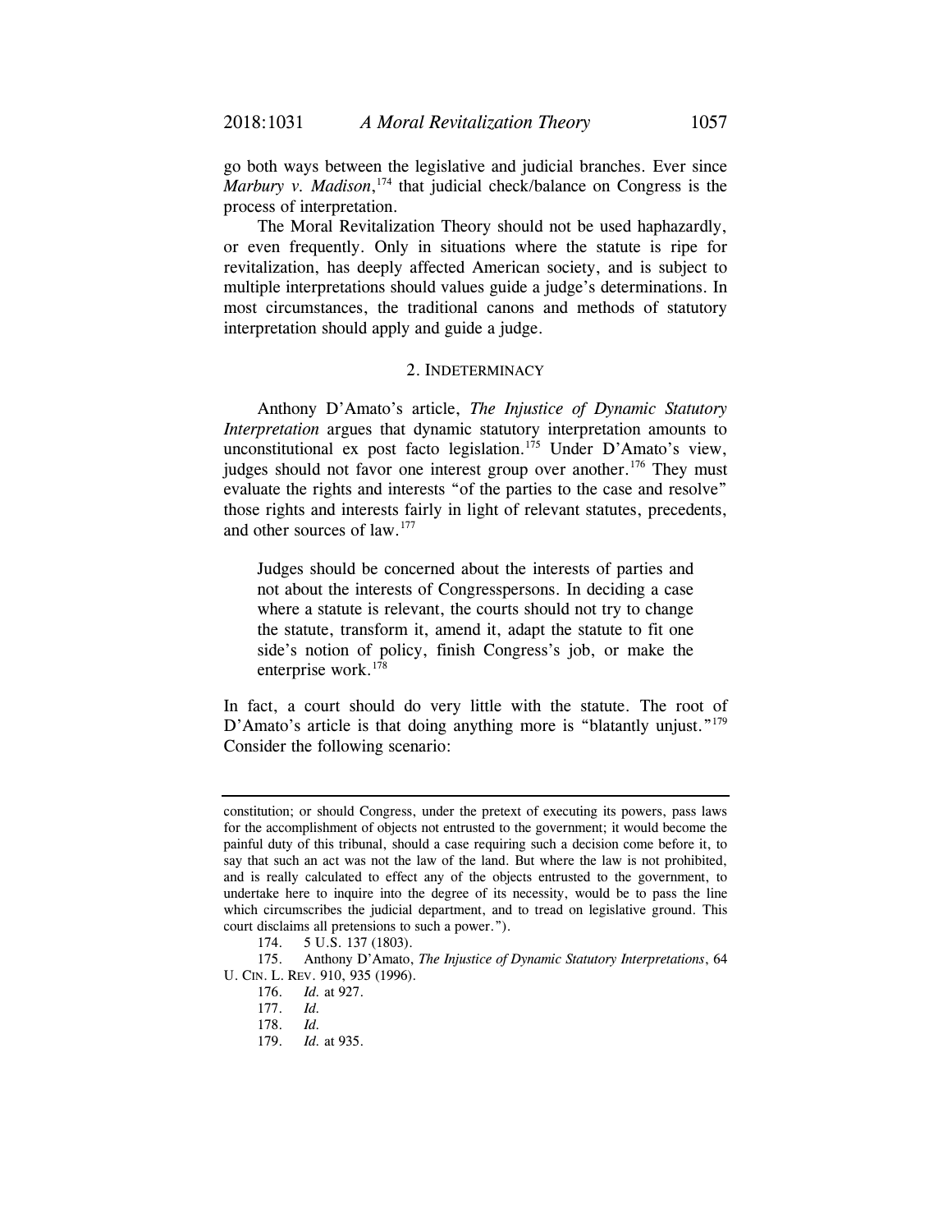go both ways between the legislative and judicial branches. Ever since *Marbury v. Madison*,[174] that judicial check/balance on Congress is the process of interpretation.

The Moral Revitalization Theory should not be used haphazardly, or even frequently. Only in situations where the statute is ripe for revitalization, has deeply affected American society, and is subject to multiple interpretations should values guide a judge's determinations. In most circumstances, the traditional canons and methods of statutory interpretation should apply and guide a judge.

### 2. Indeterminacy

Anthony D'Amato's article, *The Injustice of Dynamic Statutory Interpretation* argues that dynamic statutory interpretation amounts to unconstitutional ex post facto legislation.[175] Under D'Amato's view, judges should not favor one interest group over another.[176] They must evaluate the rights and interests "of the parties to the case and resolve" those rights and interests fairly in light of relevant statutes, precedents, and other sources of law.[177]

> Judges should be concerned about the interests of parties and not about the interests of Congresspersons. In deciding a case where a statute is relevant, the courts should not try to change the statute, transform it, amend it, adapt the statute to fit one side's notion of policy, finish Congress's job, or make the enterprise work.[178]

In fact, a court should do very little with the statute. The root of D'Amato's article is that doing anything more is "blatantly unjust."[179] Consider the following scenario:

---

constitution; or should Congress, under the pretext of executing its powers, pass laws for the accomplishment of objects not entrusted to the government; it would become the painful duty of this tribunal, should a case requiring such a decision come before it, to say that such an act was not the law of the land. But where the law is not prohibited, and is really calculated to effect any of the objects entrusted to the government, to undertake here to inquire into the degree of its necessity, would be to pass the line which circumscribes the judicial department, and to tread on legislative ground. This court disclaims all pretensions to such a power.").

174. 5 U.S. 137 (1803).

175. Anthony D'Amato, *The Injustice of Dynamic Statutory Interpretations*, 64 U. Cin. L. Rev. 910, 935 (1996).

176. *Id.* at 927.

177. *Id.*

178. *Id.*

179. *Id.* at 935.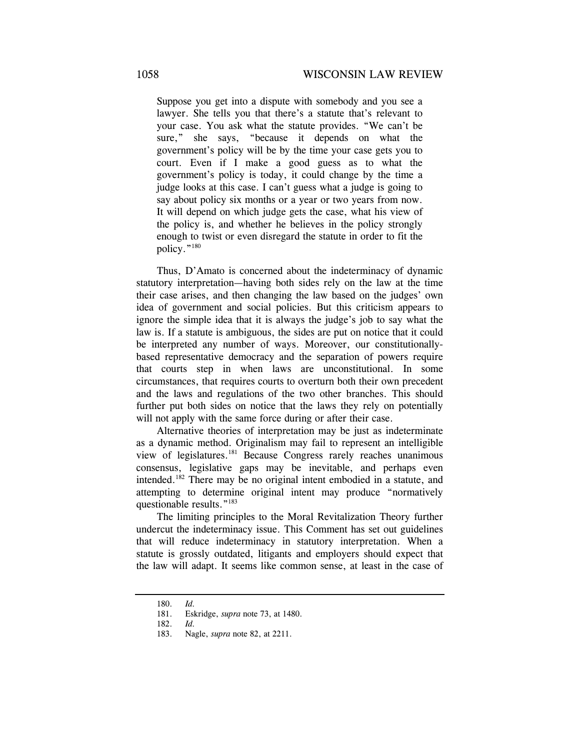> Suppose you get into a dispute with somebody and you see a lawyer. She tells you that there's a statute that's relevant to your case. You ask what the statute provides. "We can't be sure," she says, "because it depends on what the government's policy will be by the time your case gets you to court. Even if I make a good guess as to what the government's policy is today, it could change by the time a judge looks at this case. I can't guess what a judge is going to say about policy six months or a year or two years from now. It will depend on which judge gets the case, what his view of the policy is, and whether he believes in the policy strongly enough to twist or even disregard the statute in order to fit the policy."[180]

Thus, D'Amato is concerned about the indeterminacy of dynamic statutory interpretation—having both sides rely on the law at the time their case arises, and then changing the law based on the judges' own idea of government and social policies. But this criticism appears to ignore the simple idea that it is always the judge's job to say what the law is. If a statute is ambiguous, the sides are put on notice that it could be interpreted any number of ways. Moreover, our constitutionally-based representative democracy and the separation of powers require that courts step in when laws are unconstitutional. In some circumstances, that requires courts to overturn both their own precedent and the laws and regulations of the two other branches. This should further put both sides on notice that the laws they rely on potentially will not apply with the same force during or after their case.

Alternative theories of interpretation may be just as indeterminate as a dynamic method. Originalism may fail to represent an intelligible view of legislatures.[181] Because Congress rarely reaches unanimous consensus, legislative gaps may be inevitable, and perhaps even intended.[182] There may be no original intent embodied in a statute, and attempting to determine original intent may produce "normatively questionable results."[183]

The limiting principles to the Moral Revitalization Theory further undercut the indeterminacy issue. This Comment has set out guidelines that will reduce indeterminacy in statutory interpretation. When a statute is grossly outdated, litigants and employers should expect that the law will adapt. It seems like common sense, at least in the case of

---

180. *Id.*
181. Eskridge, *supra* note 73, at 1480.
182. *Id.*
183. Nagle, *supra* note 82, at 2211.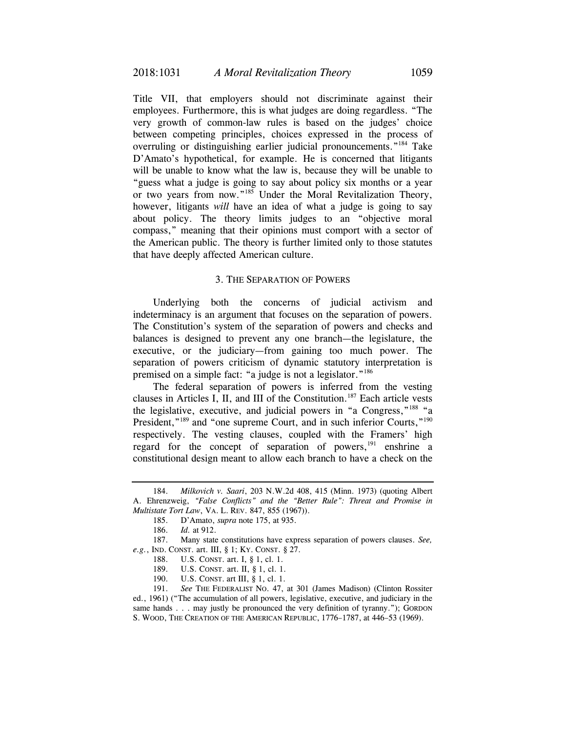Title VII, that employers should not discriminate against their employees. Furthermore, this is what judges are doing regardless. "The very growth of common-law rules is based on the judges' choice between competing principles, choices expressed in the process of overruling or distinguishing earlier judicial pronouncements."[184] Take D'Amato's hypothetical, for example. He is concerned that litigants will be unable to know what the law is, because they will be unable to "guess what a judge is going to say about policy six months or a year or two years from now."[185] Under the Moral Revitalization Theory, however, litigants *will* have an idea of what a judge is going to say about policy. The theory limits judges to an "objective moral compass," meaning that their opinions must comport with a sector of the American public. The theory is further limited only to those statutes that have deeply affected American culture.

### 3. THE SEPARATION OF POWERS

Underlying both the concerns of judicial activism and indeterminacy is an argument that focuses on the separation of powers. The Constitution's system of the separation of powers and checks and balances is designed to prevent any one branch—the legislature, the executive, or the judiciary—from gaining too much power. The separation of powers criticism of dynamic statutory interpretation is premised on a simple fact: "a judge is not a legislator."[186]

The federal separation of powers is inferred from the vesting clauses in Articles I, II, and III of the Constitution.[187] Each article vests the legislative, executive, and judicial powers in "a Congress,"[188] "a President,"[189] and "one supreme Court, and in such inferior Courts,"[190] respectively. The vesting clauses, coupled with the Framers' high regard for the concept of separation of powers,[191] enshrine a constitutional design meant to allow each branch to have a check on the

---

184. *Milkovich v. Saari*, 203 N.W.2d 408, 415 (Minn. 1973) (quoting Albert A. Ehrenzweig, *"False Conflicts" and the "Better Rule": Threat and Promise in Multistate Tort Law*, VA. L. REV. 847, 855 (1967)).

185. D'Amato, *supra* note 175, at 935.

186. *Id.* at 912.

187. Many state constitutions have express separation of powers clauses. *See, e.g.*, IND. CONST. art. III, § 1; KY. CONST. § 27.

188. U.S. CONST. art. I, § 1, cl. 1.

189. U.S. CONST. art. II, § 1, cl. 1.

190. U.S. CONST. art III, § 1, cl. 1.

191. *See* THE FEDERALIST NO. 47, at 301 (James Madison) (Clinton Rossiter ed., 1961) ("The accumulation of all powers, legislative, executive, and judiciary in the same hands . . . may justly be pronounced the very definition of tyranny."); GORDON S. WOOD, THE CREATION OF THE AMERICAN REPUBLIC, 1776–1787, at 446–53 (1969).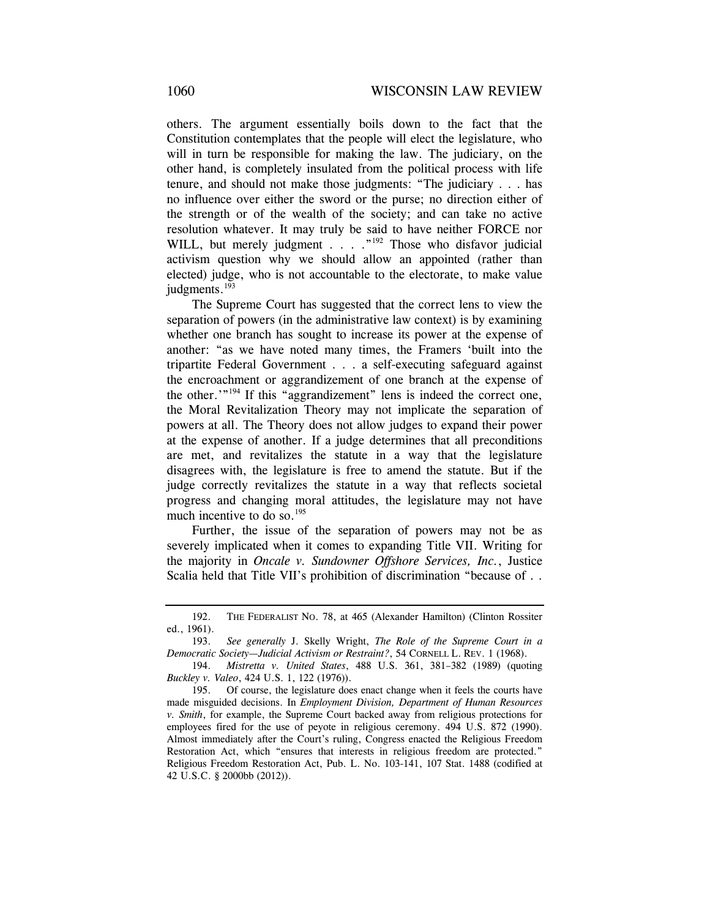others. The argument essentially boils down to the fact that the Constitution contemplates that the people will elect the legislature, who will in turn be responsible for making the law. The judiciary, on the other hand, is completely insulated from the political process with life tenure, and should not make those judgments: "The judiciary . . . has no influence over either the sword or the purse; no direction either of the strength or of the wealth of the society; and can take no active resolution whatever. It may truly be said to have neither FORCE nor WILL, but merely judgment . . . ."[192] Those who disfavor judicial activism question why we should allow an appointed (rather than elected) judge, who is not accountable to the electorate, to make value judgments.[193]

The Supreme Court has suggested that the correct lens to view the separation of powers (in the administrative law context) is by examining whether one branch has sought to increase its power at the expense of another: "as we have noted many times, the Framers 'built into the tripartite Federal Government . . . a self-executing safeguard against the encroachment or aggrandizement of one branch at the expense of the other.'"[194] If this "aggrandizement" lens is indeed the correct one, the Moral Revitalization Theory may not implicate the separation of powers at all. The Theory does not allow judges to expand their power at the expense of another. If a judge determines that all preconditions are met, and revitalizes the statute in a way that the legislature disagrees with, the legislature is free to amend the statute. But if the judge correctly revitalizes the statute in a way that reflects societal progress and changing moral attitudes, the legislature may not have much incentive to do so.[195]

Further, the issue of the separation of powers may not be as severely implicated when it comes to expanding Title VII. Writing for the majority in *Oncale v. Sundowner Offshore Services, Inc.*, Justice Scalia held that Title VII's prohibition of discrimination "because of . .

---

192. THE FEDERALIST NO. 78, at 465 (Alexander Hamilton) (Clinton Rossiter ed., 1961).

193. *See generally* J. Skelly Wright, *The Role of the Supreme Court in a Democratic Society—Judicial Activism or Restraint?*, 54 CORNELL L. REV. 1 (1968).

194. *Mistretta v. United States*, 488 U.S. 361, 381–382 (1989) (quoting *Buckley v. Valeo*, 424 U.S. 1, 122 (1976)).

195. Of course, the legislature does enact change when it feels the courts have made misguided decisions. In *Employment Division, Department of Human Resources v. Smith*, for example, the Supreme Court backed away from religious protections for employees fired for the use of peyote in religious ceremony. 494 U.S. 872 (1990). Almost immediately after the Court's ruling, Congress enacted the Religious Freedom Restoration Act, which "ensures that interests in religious freedom are protected." Religious Freedom Restoration Act, Pub. L. No. 103-141, 107 Stat. 1488 (codified at 42 U.S.C. § 2000bb (2012)).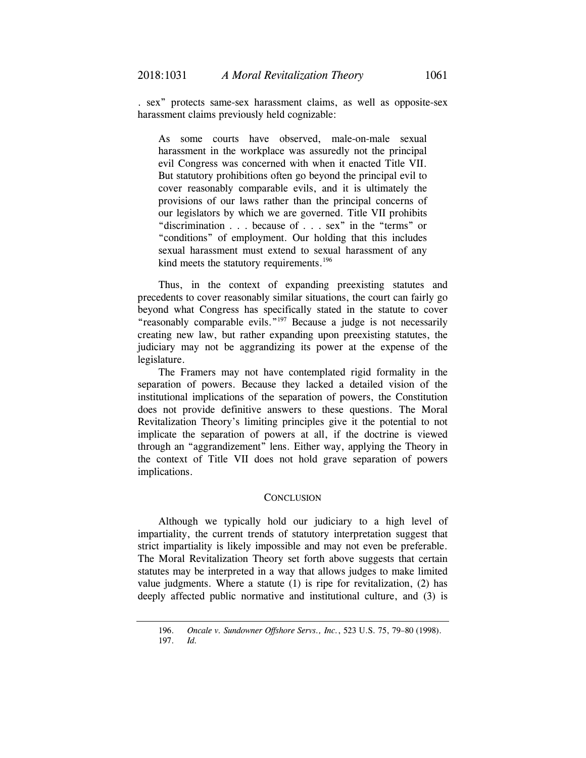. sex" protects same-sex harassment claims, as well as opposite-sex harassment claims previously held cognizable:

> As some courts have observed, male-on-male sexual harassment in the workplace was assuredly not the principal evil Congress was concerned with when it enacted Title VII. But statutory prohibitions often go beyond the principal evil to cover reasonably comparable evils, and it is ultimately the provisions of our laws rather than the principal concerns of our legislators by which we are governed. Title VII prohibits "discrimination . . . because of . . . sex" in the "terms" or "conditions" of employment. Our holding that this includes sexual harassment must extend to sexual harassment of any kind meets the statutory requirements.[196]

Thus, in the context of expanding preexisting statutes and precedents to cover reasonably similar situations, the court can fairly go beyond what Congress has specifically stated in the statute to cover "reasonably comparable evils."[197] Because a judge is not necessarily creating new law, but rather expanding upon preexisting statutes, the judiciary may not be aggrandizing its power at the expense of the legislature.

The Framers may not have contemplated rigid formality in the separation of powers. Because they lacked a detailed vision of the institutional implications of the separation of powers, the Constitution does not provide definitive answers to these questions. The Moral Revitalization Theory's limiting principles give it the potential to not implicate the separation of powers at all, if the doctrine is viewed through an "aggrandizement" lens. Either way, applying the Theory in the context of Title VII does not hold grave separation of powers implications.

## CONCLUSION

Although we typically hold our judiciary to a high level of impartiality, the current trends of statutory interpretation suggest that strict impartiality is likely impossible and may not even be preferable. The Moral Revitalization Theory set forth above suggests that certain statutes may be interpreted in a way that allows judges to make limited value judgments. Where a statute (1) is ripe for revitalization, (2) has deeply affected public normative and institutional culture, and (3) is

---

196. *Oncale v. Sundowner Offshore Servs., Inc.*, 523 U.S. 75, 79–80 (1998).

197. *Id.*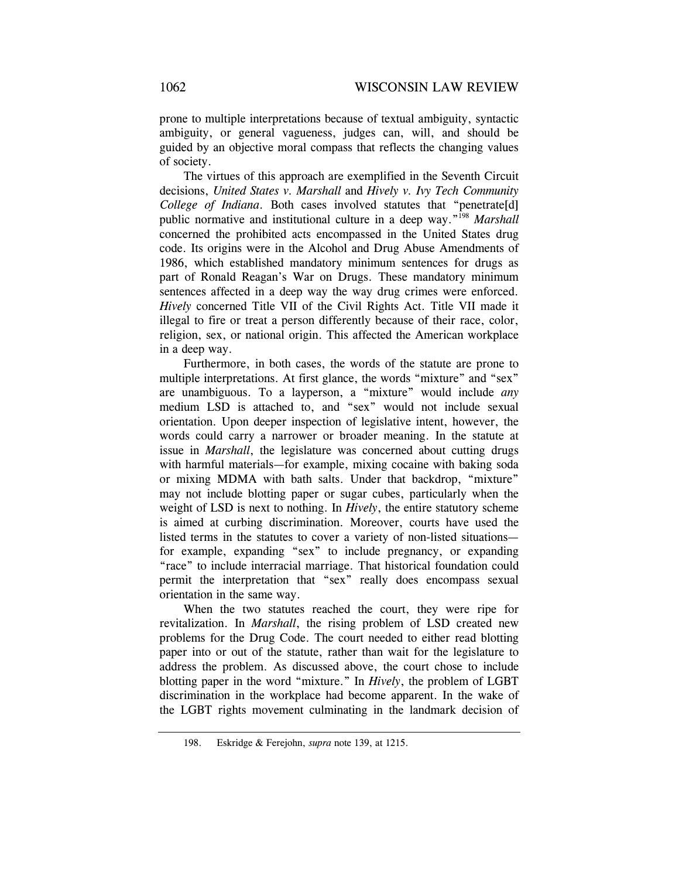prone to multiple interpretations because of textual ambiguity, syntactic ambiguity, or general vagueness, judges can, will, and should be guided by an objective moral compass that reflects the changing values of society.

The virtues of this approach are exemplified in the Seventh Circuit decisions, *United States v. Marshall* and *Hively v. Ivy Tech Community College of Indiana*. Both cases involved statutes that "penetrate[d] public normative and institutional culture in a deep way."[198] *Marshall* concerned the prohibited acts encompassed in the United States drug code. Its origins were in the Alcohol and Drug Abuse Amendments of 1986, which established mandatory minimum sentences for drugs as part of Ronald Reagan's War on Drugs. These mandatory minimum sentences affected in a deep way the way drug crimes were enforced. *Hively* concerned Title VII of the Civil Rights Act. Title VII made it illegal to fire or treat a person differently because of their race, color, religion, sex, or national origin. This affected the American workplace in a deep way.

Furthermore, in both cases, the words of the statute are prone to multiple interpretations. At first glance, the words "mixture" and "sex" are unambiguous. To a layperson, a "mixture" would include *any* medium LSD is attached to, and "sex" would not include sexual orientation. Upon deeper inspection of legislative intent, however, the words could carry a narrower or broader meaning. In the statute at issue in *Marshall*, the legislature was concerned about cutting drugs with harmful materials—for example, mixing cocaine with baking soda or mixing MDMA with bath salts. Under that backdrop, "mixture" may not include blotting paper or sugar cubes, particularly when the weight of LSD is next to nothing. In *Hively*, the entire statutory scheme is aimed at curbing discrimination. Moreover, courts have used the listed terms in the statutes to cover a variety of non-listed situations—for example, expanding "sex" to include pregnancy, or expanding "race" to include interracial marriage. That historical foundation could permit the interpretation that "sex" really does encompass sexual orientation in the same way.

When the two statutes reached the court, they were ripe for revitalization. In *Marshall*, the rising problem of LSD created new problems for the Drug Code. The court needed to either read blotting paper into or out of the statute, rather than wait for the legislature to address the problem. As discussed above, the court chose to include blotting paper in the word "mixture." In *Hively*, the problem of LGBT discrimination in the workplace had become apparent. In the wake of the LGBT rights movement culminating in the landmark decision of

---

198. Eskridge & Ferejohn, *supra* note 139, at 1215.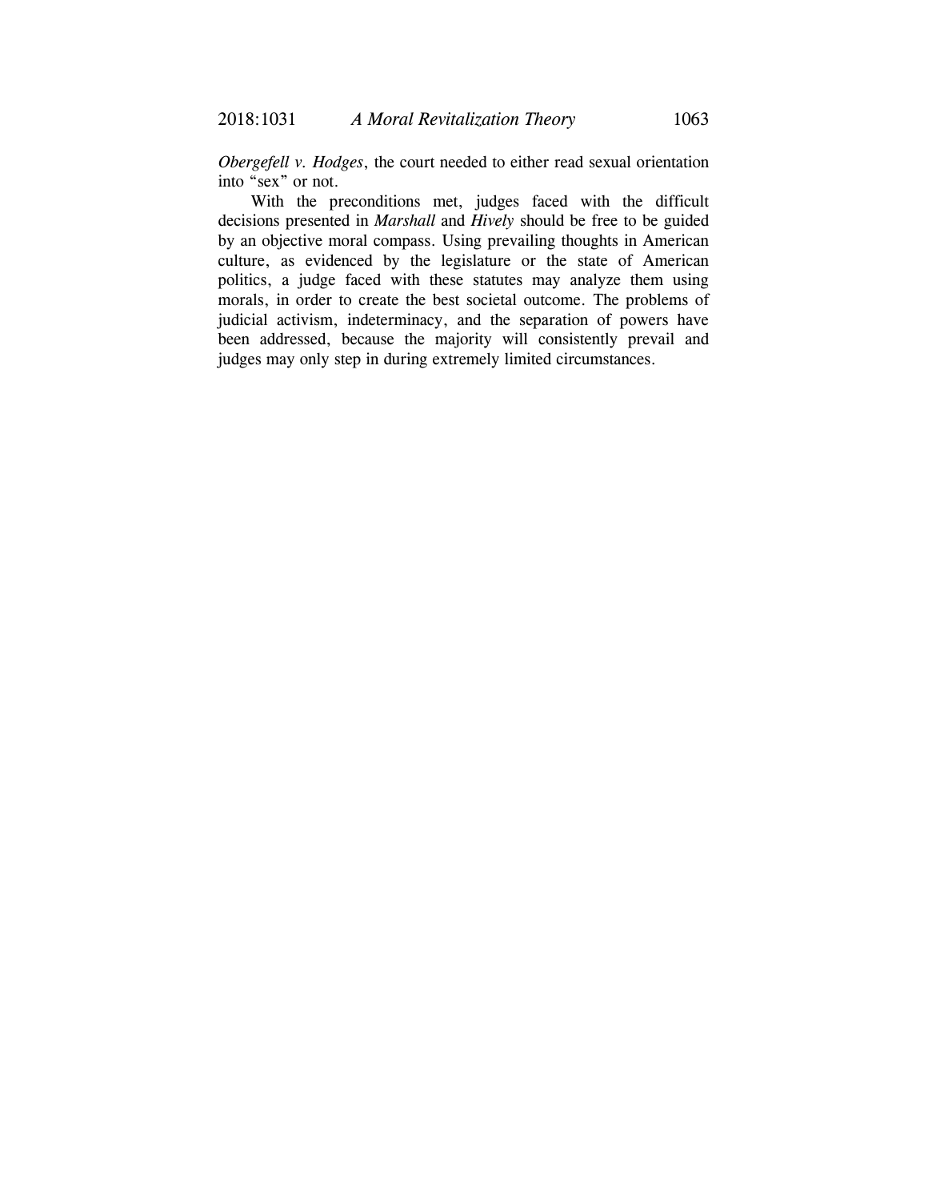*Obergefell v. Hodges*, the court needed to either read sexual orientation into "sex" or not.

With the preconditions met, judges faced with the difficult decisions presented in *Marshall* and *Hively* should be free to be guided by an objective moral compass. Using prevailing thoughts in American culture, as evidenced by the legislature or the state of American politics, a judge faced with these statutes may analyze them using morals, in order to create the best societal outcome. The problems of judicial activism, indeterminacy, and the separation of powers have been addressed, because the majority will consistently prevail and judges may only step in during extremely limited circumstances.